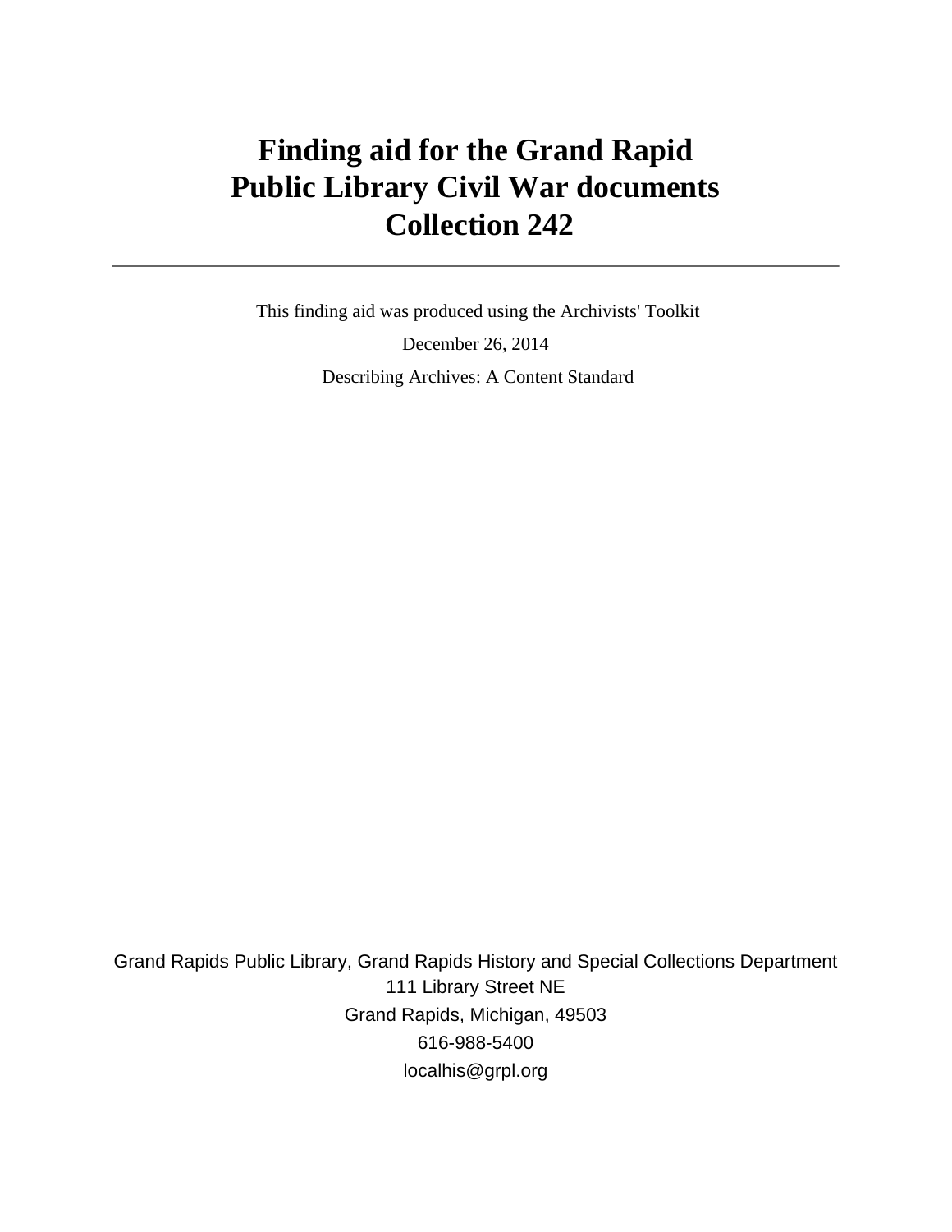# Finding aid for the Grand Rapid Public Library Civil War documents Collection 242

---

This finding aid was produced using the Archivists' Toolkit

December 26, 2014

Describing Archives: A Content Standard

Grand Rapids Public Library, Grand Rapids History and Special Collections Department
111 Library Street NE
Grand Rapids, Michigan, 49503
616-988-5400
localhis@grpl.org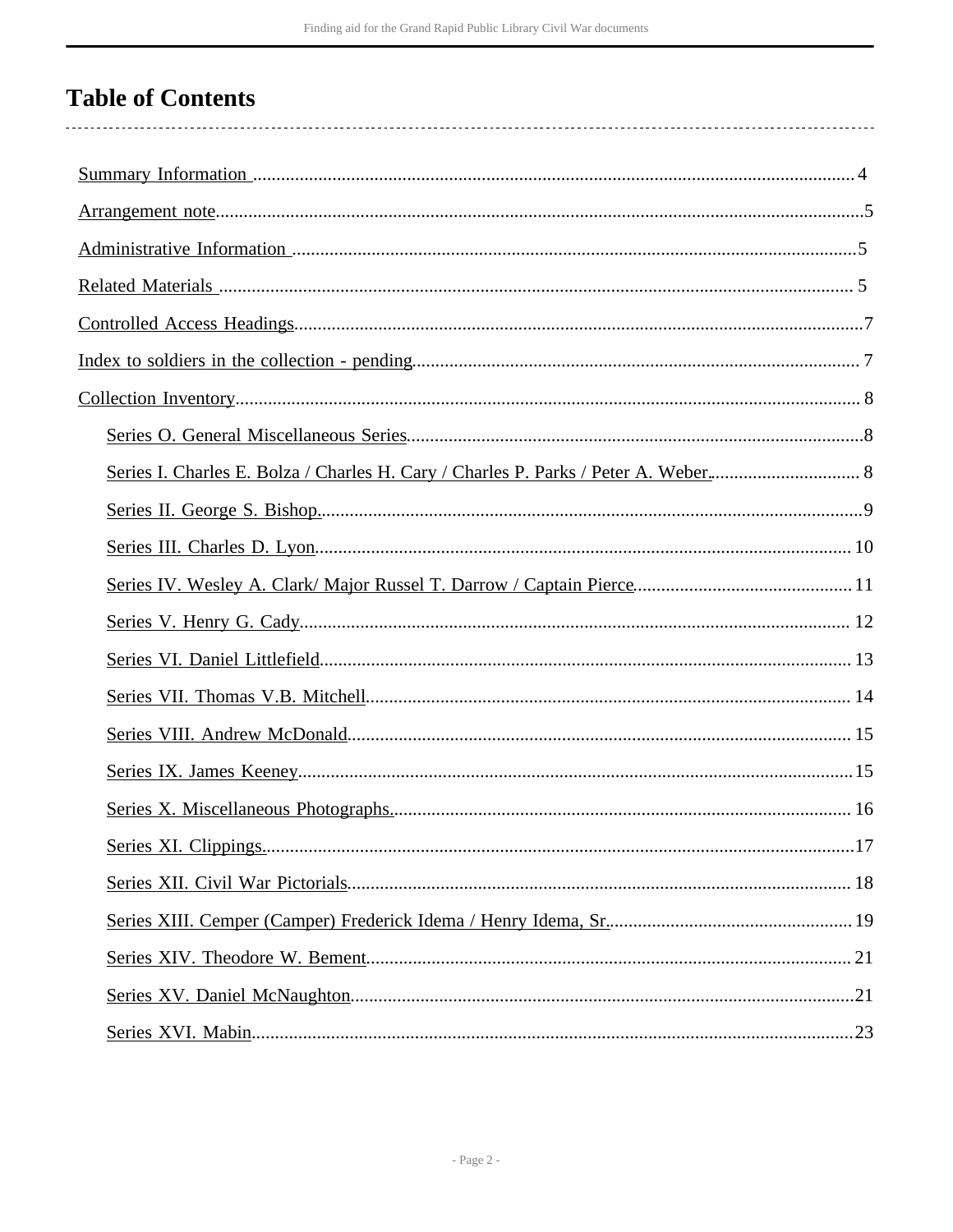# Table of Contents

- Summary Information ... 4
- Arrangement note ... 5
- Administrative Information ... 5
- Related Materials ... 5
- Controlled Access Headings ... 7
- Index to soldiers in the collection - pending ... 7
- Collection Inventory ... 8
  - Series O. General Miscellaneous Series ... 8
  - Series I. Charles E. Bolza / Charles H. Cary / Charles P. Parks / Peter A. Weber. ... 8
  - Series II. George S. Bishop. ... 9
  - Series III. Charles D. Lyon ... 10
  - Series IV. Wesley A. Clark/ Major Russel T. Darrow / Captain Pierce ... 11
  - Series V. Henry G. Cady ... 12
  - Series VI. Daniel Littlefield ... 13
  - Series VII. Thomas V.B. Mitchell ... 14
  - Series VIII. Andrew McDonald ... 15
  - Series IX. James Keeney ... 15
  - Series X. Miscellaneous Photographs. ... 16
  - Series XI. Clippings. ... 17
  - Series XII. Civil War Pictorials ... 18
  - Series XIII. Cemper (Camper) Frederick Idema / Henry Idema, Sr. ... 19
  - Series XIV. Theodore W. Bement ... 21
  - Series XV. Daniel McNaughton ... 21
  - Series XVI. Mabin ... 23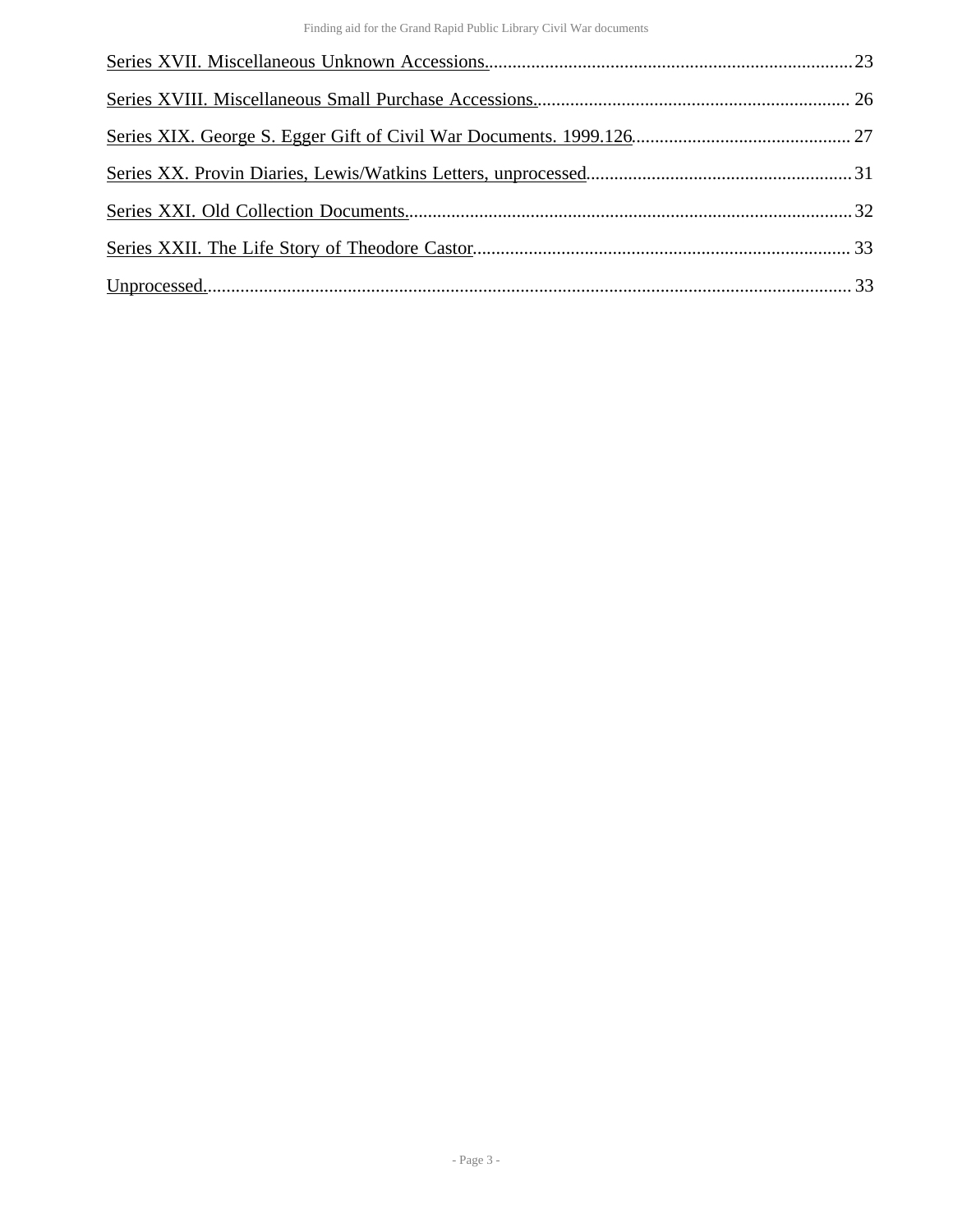Series XVII. Miscellaneous Unknown Accessions. 23

Series XVIII. Miscellaneous Small Purchase Accessions. 26

Series XIX. George S. Egger Gift of Civil War Documents. 1999.126 27

Series XX. Provin Diaries, Lewis/Watkins Letters, unprocessed 31

Series XXI. Old Collection Documents. 32

Series XXII. The Life Story of Theodore Castor 33

Unprocessed. 33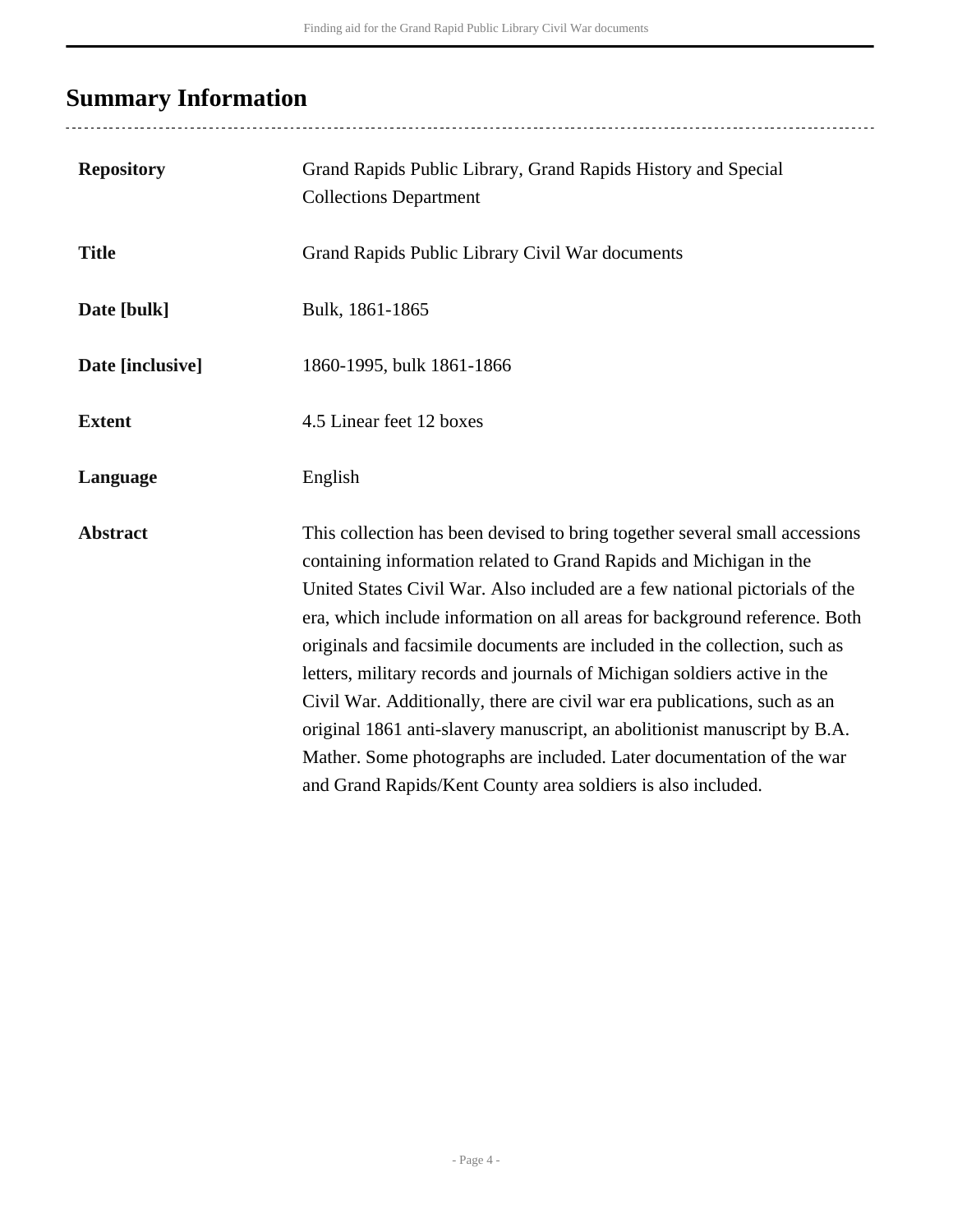## Summary Information

| | |
|---|---|
| **Repository** | Grand Rapids Public Library, Grand Rapids History and Special Collections Department |
| **Title** | Grand Rapids Public Library Civil War documents |
| **Date [bulk]** | Bulk, 1861-1865 |
| **Date [inclusive]** | 1860-1995, bulk 1861-1866 |
| **Extent** | 4.5 Linear feet 12 boxes |
| **Language** | English |
| **Abstract** | This collection has been devised to bring together several small accessions containing information related to Grand Rapids and Michigan in the United States Civil War. Also included are a few national pictorials of the era, which include information on all areas for background reference. Both originals and facsimile documents are included in the collection, such as letters, military records and journals of Michigan soldiers active in the Civil War. Additionally, there are civil war era publications, such as an original 1861 anti-slavery manuscript, an abolitionist manuscript by B.A. Mather. Some photographs are included. Later documentation of the war and Grand Rapids/Kent County area soldiers is also included. |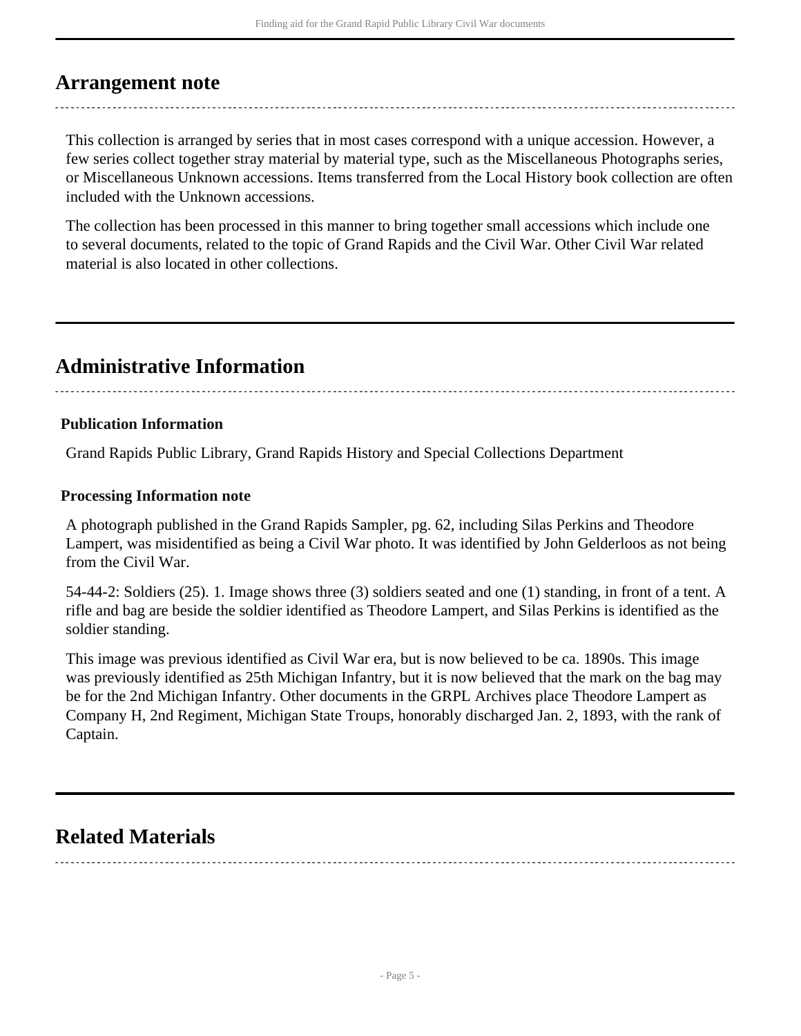## Arrangement note

This collection is arranged by series that in most cases correspond with a unique accession. However, a few series collect together stray material by material type, such as the Miscellaneous Photographs series, or Miscellaneous Unknown accessions. Items transferred from the Local History book collection are often included with the Unknown accessions.

The collection has been processed in this manner to bring together small accessions which include one to several documents, related to the topic of Grand Rapids and the Civil War. Other Civil War related material is also located in other collections.

## Administrative Information

### Publication Information

Grand Rapids Public Library, Grand Rapids History and Special Collections Department

### Processing Information note

A photograph published in the Grand Rapids Sampler, pg. 62, including Silas Perkins and Theodore Lampert, was misidentified as being a Civil War photo. It was identified by John Gelderloos as not being from the Civil War.

54-44-2: Soldiers (25). 1. Image shows three (3) soldiers seated and one (1) standing, in front of a tent. A rifle and bag are beside the soldier identified as Theodore Lampert, and Silas Perkins is identified as the soldier standing.

This image was previous identified as Civil War era, but is now believed to be ca. 1890s. This image was previously identified as 25th Michigan Infantry, but it is now believed that the mark on the bag may be for the 2nd Michigan Infantry. Other documents in the GRPL Archives place Theodore Lampert as Company H, 2nd Regiment, Michigan State Troups, honorably discharged Jan. 2, 1893, with the rank of Captain.

## Related Materials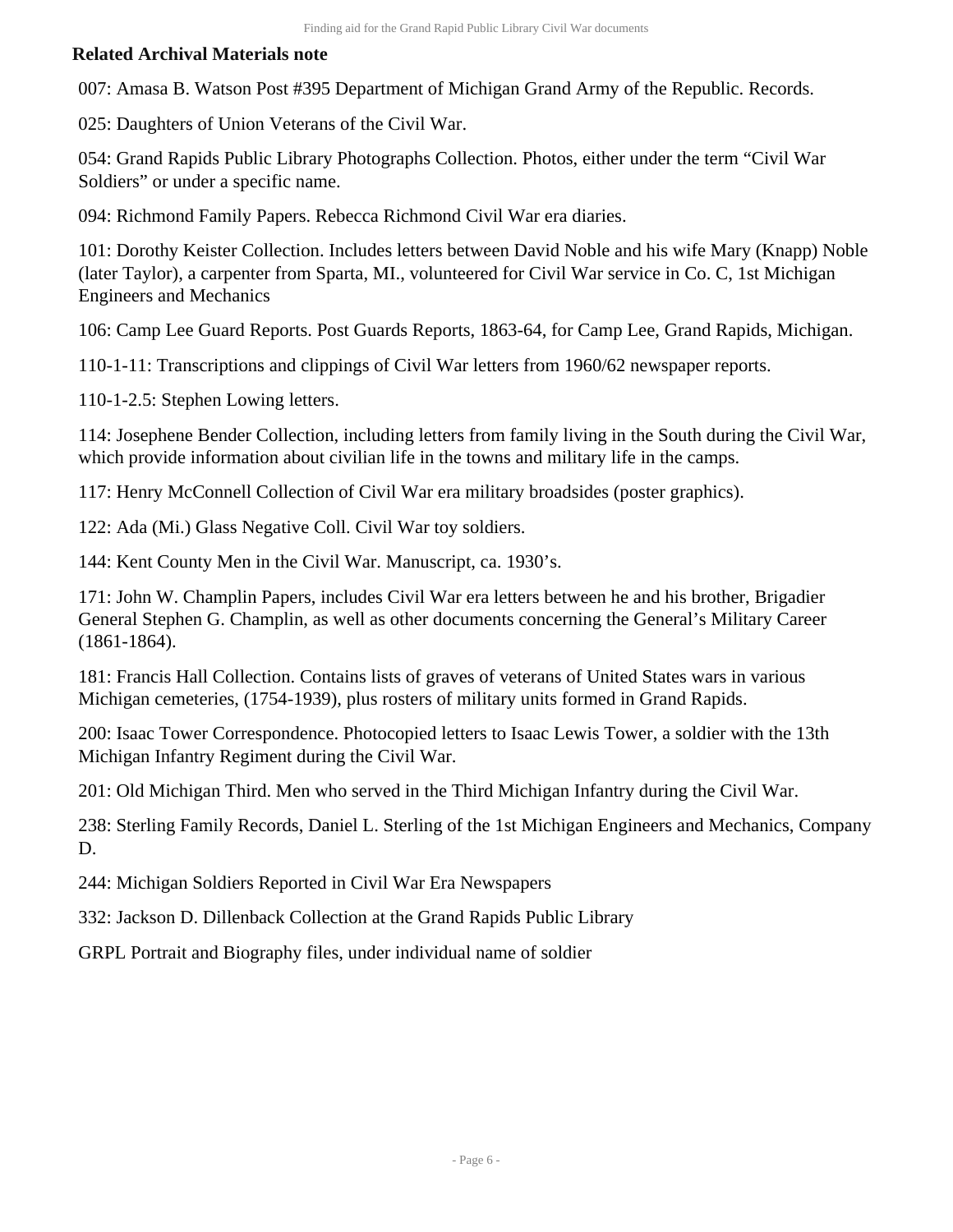**Related Archival Materials note**

007: Amasa B. Watson Post #395 Department of Michigan Grand Army of the Republic. Records.

025: Daughters of Union Veterans of the Civil War.

054: Grand Rapids Public Library Photographs Collection. Photos, either under the term "Civil War Soldiers" or under a specific name.

094: Richmond Family Papers. Rebecca Richmond Civil War era diaries.

101: Dorothy Keister Collection. Includes letters between David Noble and his wife Mary (Knapp) Noble (later Taylor), a carpenter from Sparta, MI., volunteered for Civil War service in Co. C, 1st Michigan Engineers and Mechanics

106: Camp Lee Guard Reports. Post Guards Reports, 1863-64, for Camp Lee, Grand Rapids, Michigan.

110-1-11: Transcriptions and clippings of Civil War letters from 1960/62 newspaper reports.

110-1-2.5: Stephen Lowing letters.

114: Josephene Bender Collection, including letters from family living in the South during the Civil War, which provide information about civilian life in the towns and military life in the camps.

117: Henry McConnell Collection of Civil War era military broadsides (poster graphics).

122: Ada (Mi.) Glass Negative Coll. Civil War toy soldiers.

144: Kent County Men in the Civil War. Manuscript, ca. 1930's.

171: John W. Champlin Papers, includes Civil War era letters between he and his brother, Brigadier General Stephen G. Champlin, as well as other documents concerning the General's Military Career (1861-1864).

181: Francis Hall Collection. Contains lists of graves of veterans of United States wars in various Michigan cemeteries, (1754-1939), plus rosters of military units formed in Grand Rapids.

200: Isaac Tower Correspondence. Photocopied letters to Isaac Lewis Tower, a soldier with the 13th Michigan Infantry Regiment during the Civil War.

201: Old Michigan Third. Men who served in the Third Michigan Infantry during the Civil War.

238: Sterling Family Records, Daniel L. Sterling of the 1st Michigan Engineers and Mechanics, Company D.

244: Michigan Soldiers Reported in Civil War Era Newspapers

332: Jackson D. Dillenback Collection at the Grand Rapids Public Library

GRPL Portrait and Biography files, under individual name of soldier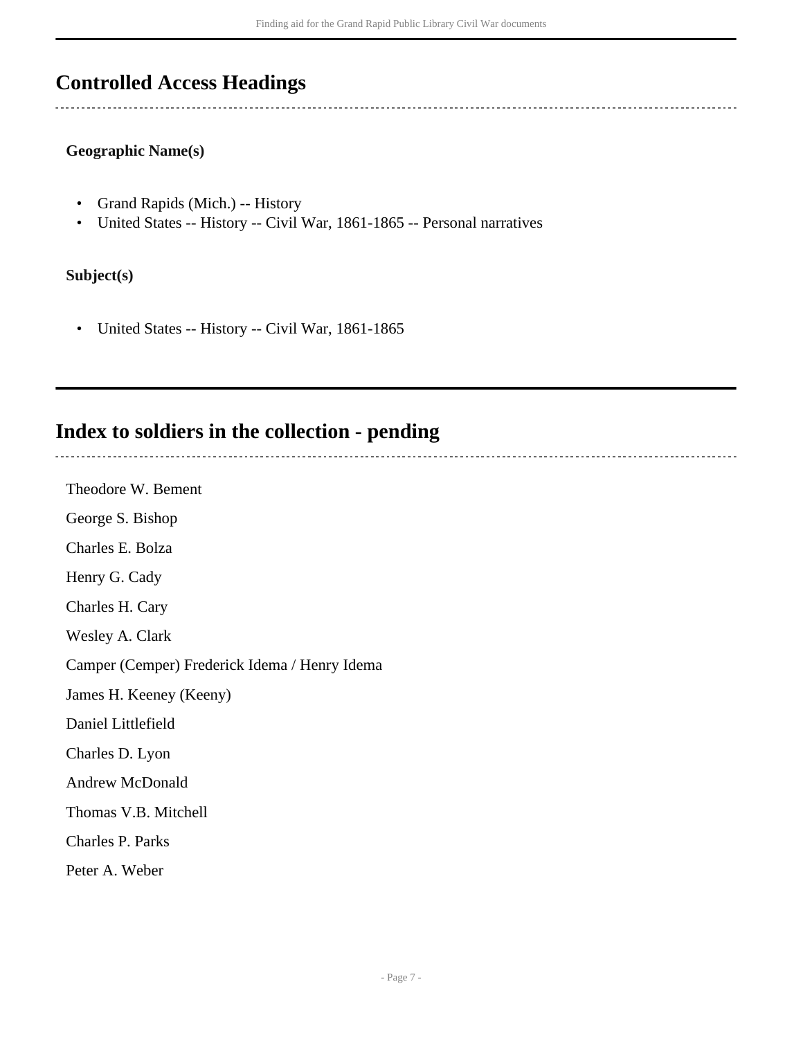## Controlled Access Headings

**Geographic Name(s)**

- Grand Rapids (Mich.) -- History
- United States -- History -- Civil War, 1861-1865 -- Personal narratives

**Subject(s)**

- United States -- History -- Civil War, 1861-1865

## Index to soldiers in the collection - pending

Theodore W. Bement

George S. Bishop

Charles E. Bolza

Henry G. Cady

Charles H. Cary

Wesley A. Clark

Camper (Cemper) Frederick Idema / Henry Idema

James H. Keeney (Keeny)

Daniel Littlefield

Charles D. Lyon

Andrew McDonald

Thomas V.B. Mitchell

Charles P. Parks

Peter A. Weber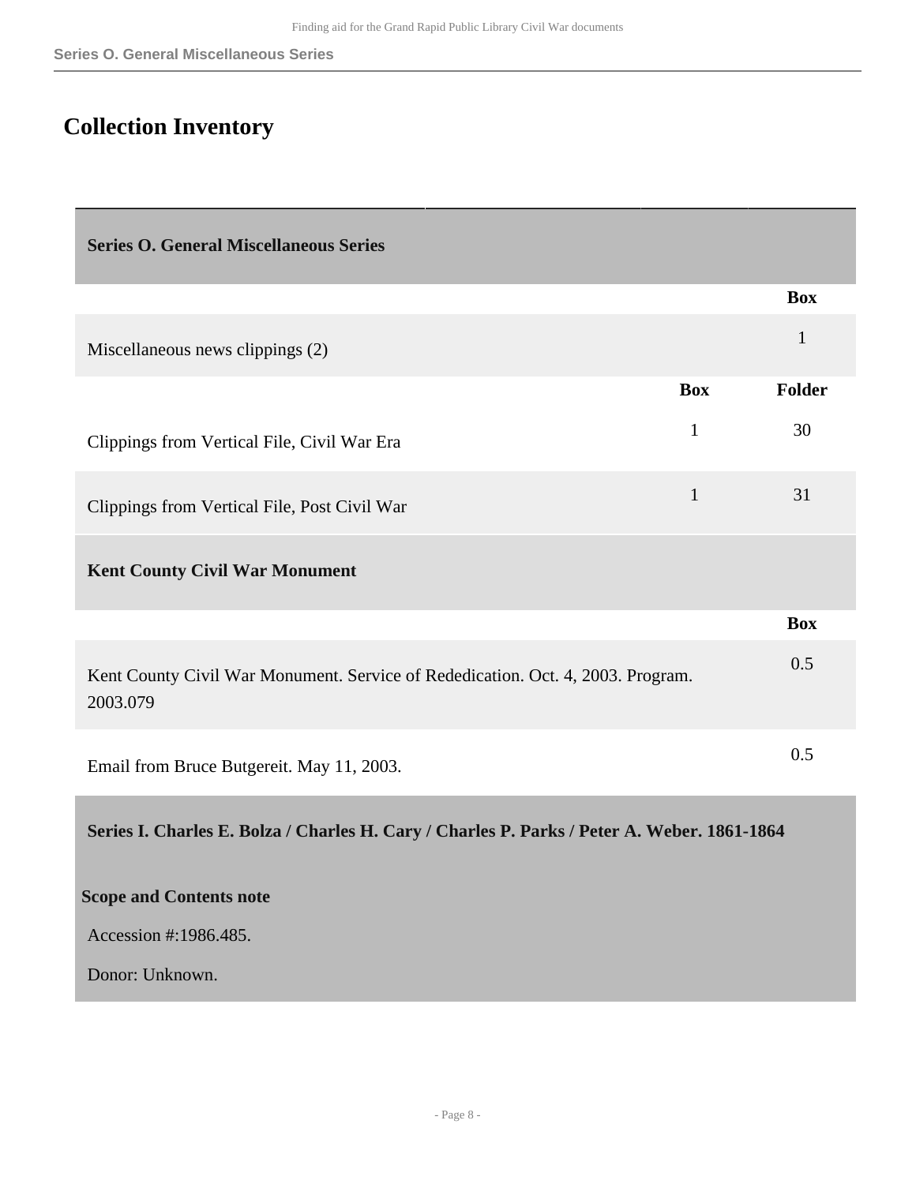# Collection Inventory

## Series O. General Miscellaneous Series

| | Box |
|---|---|
| Miscellaneous news clippings (2) | 1 |

| | Box | Folder |
|---|---|---|
| Clippings from Vertical File, Civil War Era | 1 | 30 |
| Clippings from Vertical File, Post Civil War | 1 | 31 |

### Kent County Civil War Monument

| | Box |
|---|---|
| Kent County Civil War Monument. Service of Rededication. Oct. 4, 2003. Program. 2003.079 | 0.5 |
| Email from Bruce Butgereit. May 11, 2003. | 0.5 |

## Series I. Charles E. Bolza / Charles H. Cary / Charles P. Parks / Peter A. Weber. 1861-1864

**Scope and Contents note**

Accession #:1986.485.

Donor: Unknown.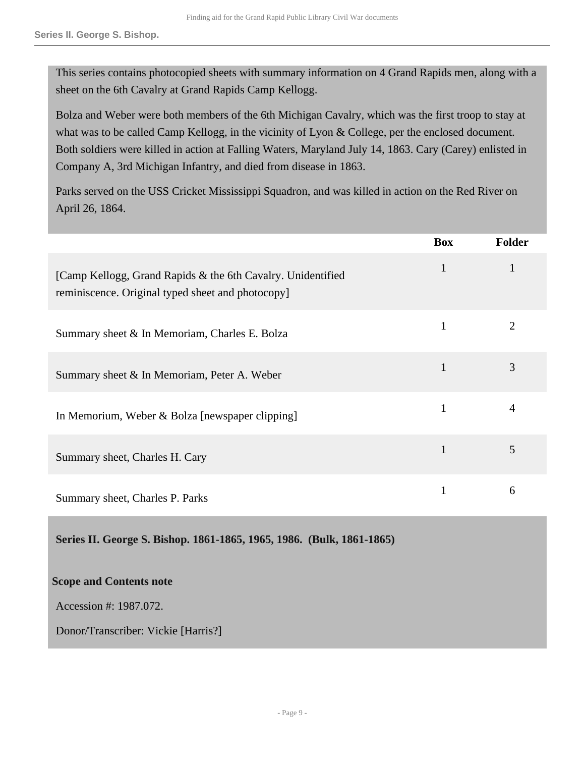This series contains photocopied sheets with summary information on 4 Grand Rapids men, along with a sheet on the 6th Cavalry at Grand Rapids Camp Kellogg.

Bolza and Weber were both members of the 6th Michigan Cavalry, which was the first troop to stay at what was to be called Camp Kellogg, in the vicinity of Lyon & College, per the enclosed document. Both soldiers were killed in action at Falling Waters, Maryland July 14, 1863. Cary (Carey) enlisted in Company A, 3rd Michigan Infantry, and died from disease in 1863.

Parks served on the USS Cricket Mississippi Squadron, and was killed in action on the Red River on April 26, 1864.

| | Box | Folder |
|---|---|---|
| [Camp Kellogg, Grand Rapids & the 6th Cavalry. Unidentified reminiscence. Original typed sheet and photocopy] | 1 | 1 |
| Summary sheet & In Memoriam, Charles E. Bolza | 1 | 2 |
| Summary sheet & In Memoriam, Peter A. Weber | 1 | 3 |
| In Memorium, Weber & Bolza [newspaper clipping] | 1 | 4 |
| Summary sheet, Charles H. Cary | 1 | 5 |
| Summary sheet, Charles P. Parks | 1 | 6 |

## Series II. George S. Bishop. 1861-1865, 1965, 1986. (Bulk, 1861-1865)

### Scope and Contents note

Accession #: 1987.072.

Donor/Transcriber: Vickie [Harris?]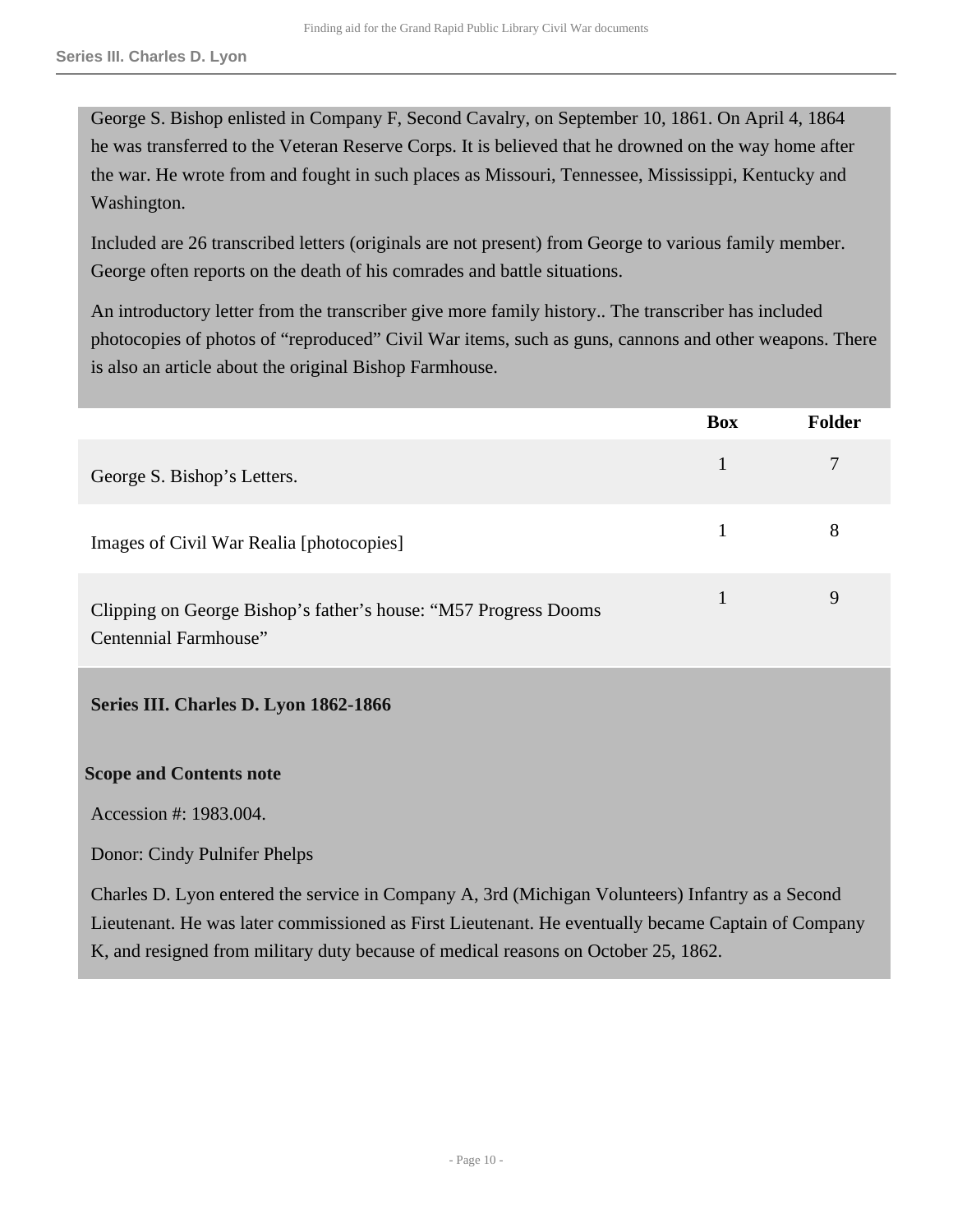George S. Bishop enlisted in Company F, Second Cavalry, on September 10, 1861. On April 4, 1864 he was transferred to the Veteran Reserve Corps. It is believed that he drowned on the way home after the war. He wrote from and fought in such places as Missouri, Tennessee, Mississippi, Kentucky and Washington.

Included are 26 transcribed letters (originals are not present) from George to various family member. George often reports on the death of his comrades and battle situations.

An introductory letter from the transcriber give more family history.. The transcriber has included photocopies of photos of "reproduced" Civil War items, such as guns, cannons and other weapons. There is also an article about the original Bishop Farmhouse.

| | Box | Folder |
|---|---|---|
| George S. Bishop's Letters. | 1 | 7 |
| Images of Civil War Realia [photocopies] | 1 | 8 |
| Clipping on George Bishop's father's house: "M57 Progress Dooms Centennial Farmhouse" | 1 | 9 |

## Series III. Charles D. Lyon 1862-1866

### Scope and Contents note

Accession #: 1983.004.

Donor: Cindy Pulnifer Phelps

Charles D. Lyon entered the service in Company A, 3rd (Michigan Volunteers) Infantry as a Second Lieutenant. He was later commissioned as First Lieutenant. He eventually became Captain of Company K, and resigned from military duty because of medical reasons on October 25, 1862.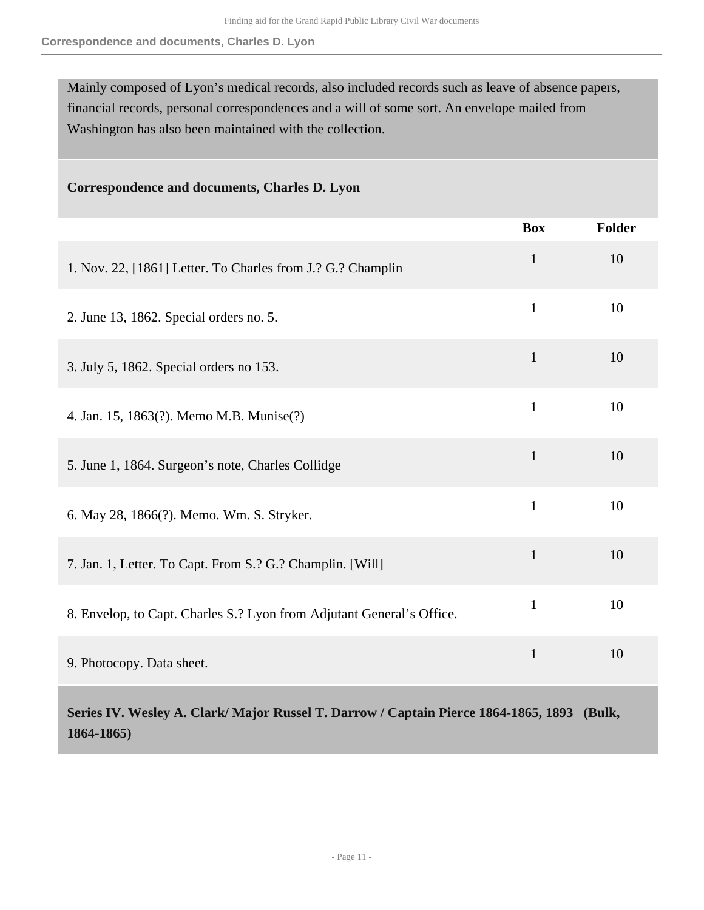Mainly composed of Lyon's medical records, also included records such as leave of absence papers, financial records, personal correspondences and a will of some sort. An envelope mailed from Washington has also been maintained with the collection.

### Correspondence and documents, Charles D. Lyon

| | Box | Folder |
|---|---|---|
| 1. Nov. 22, [1861] Letter. To Charles from J.? G.? Champlin | 1 | 10 |
| 2. June 13, 1862. Special orders no. 5. | 1 | 10 |
| 3. July 5, 1862. Special orders no 153. | 1 | 10 |
| 4. Jan. 15, 1863(?). Memo M.B. Munise(?) | 1 | 10 |
| 5. June 1, 1864. Surgeon's note, Charles Collidge | 1 | 10 |
| 6. May 28, 1866(?). Memo. Wm. S. Stryker. | 1 | 10 |
| 7. Jan. 1, Letter. To Capt. From S.? G.? Champlin. [Will] | 1 | 10 |
| 8. Envelop, to Capt. Charles S.? Lyon from Adjutant General's Office. | 1 | 10 |
| 9. Photocopy. Data sheet. | 1 | 10 |

## Series IV. Wesley A. Clark/ Major Russel T. Darrow / Captain Pierce 1864-1865, 1893 (Bulk, 1864-1865)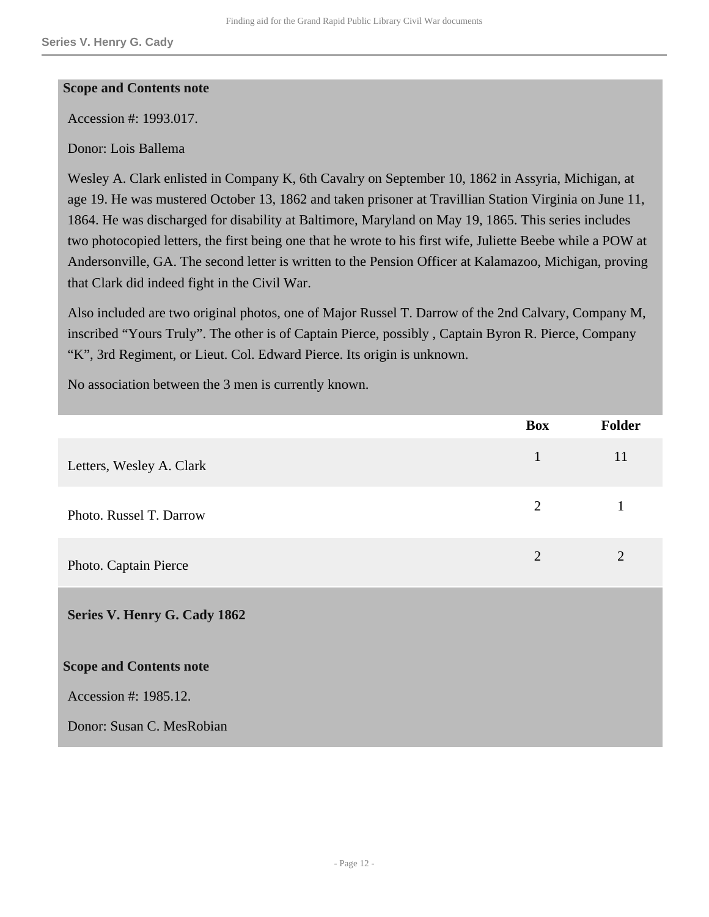**Scope and Contents note**

Accession #: 1993.017.

Donor: Lois Ballema

Wesley A. Clark enlisted in Company K, 6th Cavalry on September 10, 1862 in Assyria, Michigan, at age 19. He was mustered October 13, 1862 and taken prisoner at Travillian Station Virginia on June 11, 1864. He was discharged for disability at Baltimore, Maryland on May 19, 1865. This series includes two photocopied letters, the first being one that he wrote to his first wife, Juliette Beebe while a POW at Andersonville, GA. The second letter is written to the Pension Officer at Kalamazoo, Michigan, proving that Clark did indeed fight in the Civil War.

Also included are two original photos, one of Major Russel T. Darrow of the 2nd Calvary, Company M, inscribed "Yours Truly". The other is of Captain Pierce, possibly , Captain Byron R. Pierce, Company "K", 3rd Regiment, or Lieut. Col. Edward Pierce. Its origin is unknown.

No association between the 3 men is currently known.

| | Box | Folder |
|---|---|---|
| Letters, Wesley A. Clark | 1 | 11 |
| Photo. Russel T. Darrow | 2 | 1 |
| Photo. Captain Pierce | 2 | 2 |

## Series V. Henry G. Cady 1862

**Scope and Contents note**

Accession #: 1985.12.

Donor: Susan C. MesRobian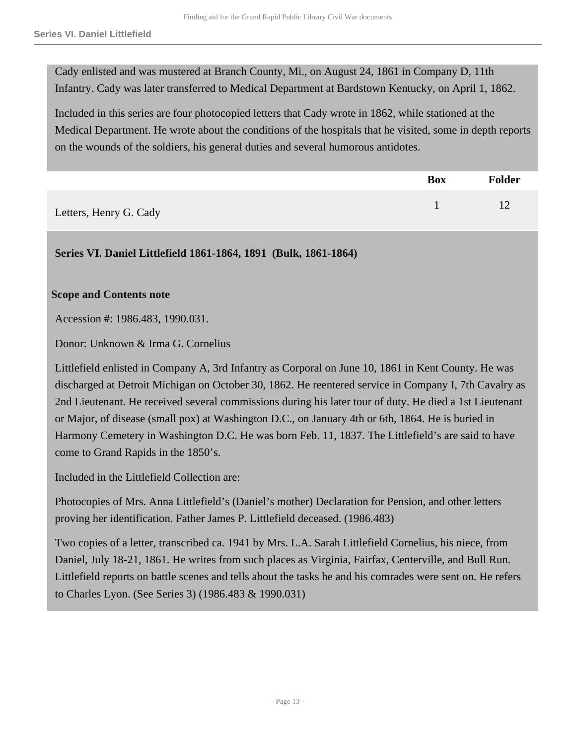Cady enlisted and was mustered at Branch County, Mi., on August 24, 1861 in Company D, 11th Infantry. Cady was later transferred to Medical Department at Bardstown Kentucky, on April 1, 1862.

Included in this series are four photocopied letters that Cady wrote in 1862, while stationed at the Medical Department. He wrote about the conditions of the hospitals that he visited, some in depth reports on the wounds of the soldiers, his general duties and several humorous antidotes.

| | Box | Folder |
|---|---|---|
| Letters, Henry G. Cady | 1 | 12 |

## Series VI. Daniel Littlefield 1861-1864, 1891 (Bulk, 1861-1864)

### Scope and Contents note

Accession #: 1986.483, 1990.031.

Donor: Unknown & Irma G. Cornelius

Littlefield enlisted in Company A, 3rd Infantry as Corporal on June 10, 1861 in Kent County. He was discharged at Detroit Michigan on October 30, 1862. He reentered service in Company I, 7th Cavalry as 2nd Lieutenant. He received several commissions during his later tour of duty. He died a 1st Lieutenant or Major, of disease (small pox) at Washington D.C., on January 4th or 6th, 1864. He is buried in Harmony Cemetery in Washington D.C. He was born Feb. 11, 1837. The Littlefield's are said to have come to Grand Rapids in the 1850's.

Included in the Littlefield Collection are:

Photocopies of Mrs. Anna Littlefield's (Daniel's mother) Declaration for Pension, and other letters proving her identification. Father James P. Littlefield deceased. (1986.483)

Two copies of a letter, transcribed ca. 1941 by Mrs. L.A. Sarah Littlefield Cornelius, his niece, from Daniel, July 18-21, 1861. He writes from such places as Virginia, Fairfax, Centerville, and Bull Run. Littlefield reports on battle scenes and tells about the tasks he and his comrades were sent on. He refers to Charles Lyon. (See Series 3) (1986.483 & 1990.031)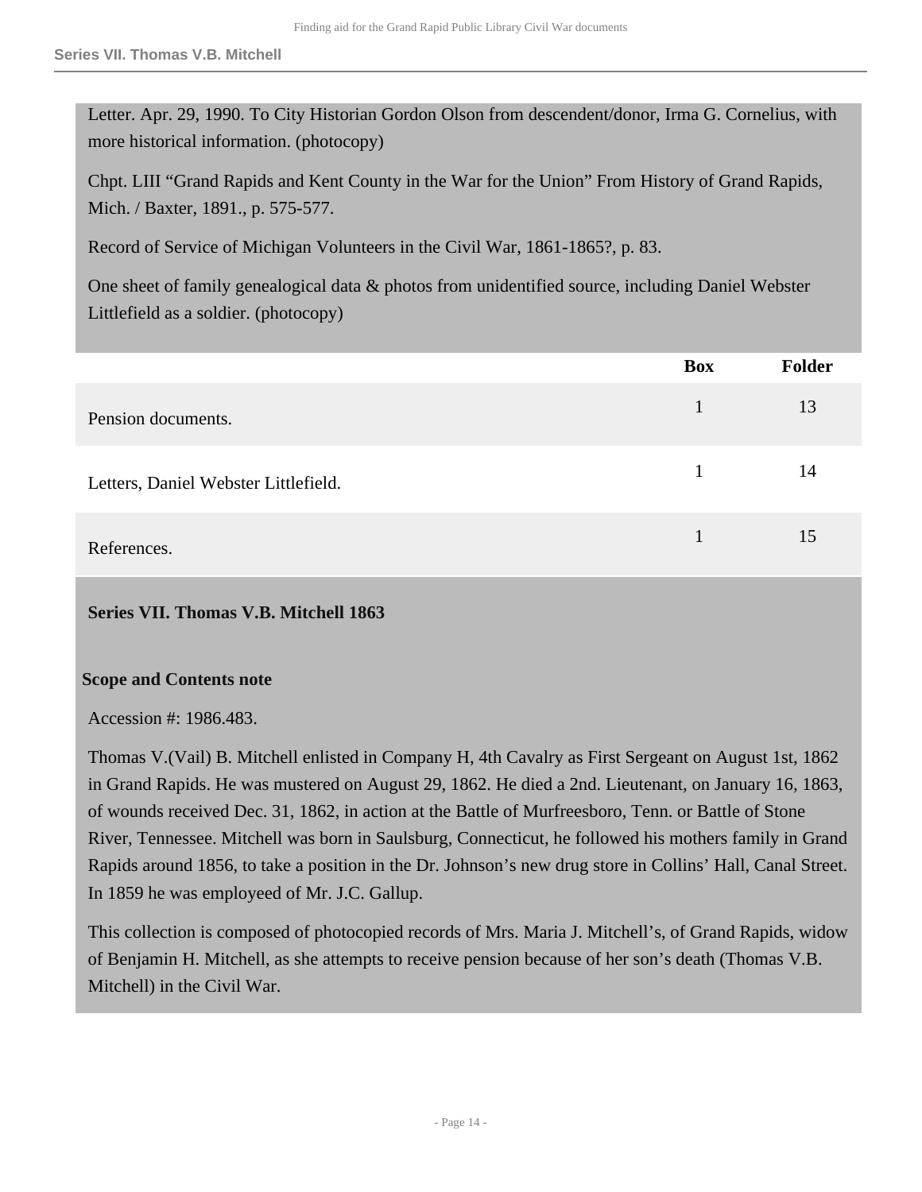Letter. Apr. 29, 1990. To City Historian Gordon Olson from descendent/donor, Irma G. Cornelius, with more historical information. (photocopy)

Chpt. LIII “Grand Rapids and Kent County in the War for the Union” From History of Grand Rapids, Mich. / Baxter, 1891., p. 575-577.

Record of Service of Michigan Volunteers in the Civil War, 1861-1865?, p. 83.

One sheet of family genealogical data & photos from unidentified source, including Daniel Webster Littlefield as a soldier. (photocopy)

| | Box | Folder |
|---|---|---|
| Pension documents. | 1 | 13 |
| Letters, Daniel Webster Littlefield. | 1 | 14 |
| References. | 1 | 15 |

## Series VII. Thomas V.B. Mitchell 1863

### Scope and Contents note

Accession #: 1986.483.

Thomas V.(Vail) B. Mitchell enlisted in Company H, 4th Cavalry as First Sergeant on August 1st, 1862 in Grand Rapids. He was mustered on August 29, 1862. He died a 2nd. Lieutenant, on January 16, 1863, of wounds received Dec. 31, 1862, in action at the Battle of Murfreesboro, Tenn. or Battle of Stone River, Tennessee. Mitchell was born in Saulsburg, Connecticut, he followed his mothers family in Grand Rapids around 1856, to take a position in the Dr. Johnson’s new drug store in Collins’ Hall, Canal Street. In 1859 he was employeed of Mr. J.C. Gallup.

This collection is composed of photocopied records of Mrs. Maria J. Mitchell’s, of Grand Rapids, widow of Benjamin H. Mitchell, as she attempts to receive pension because of her son’s death (Thomas V.B. Mitchell) in the Civil War.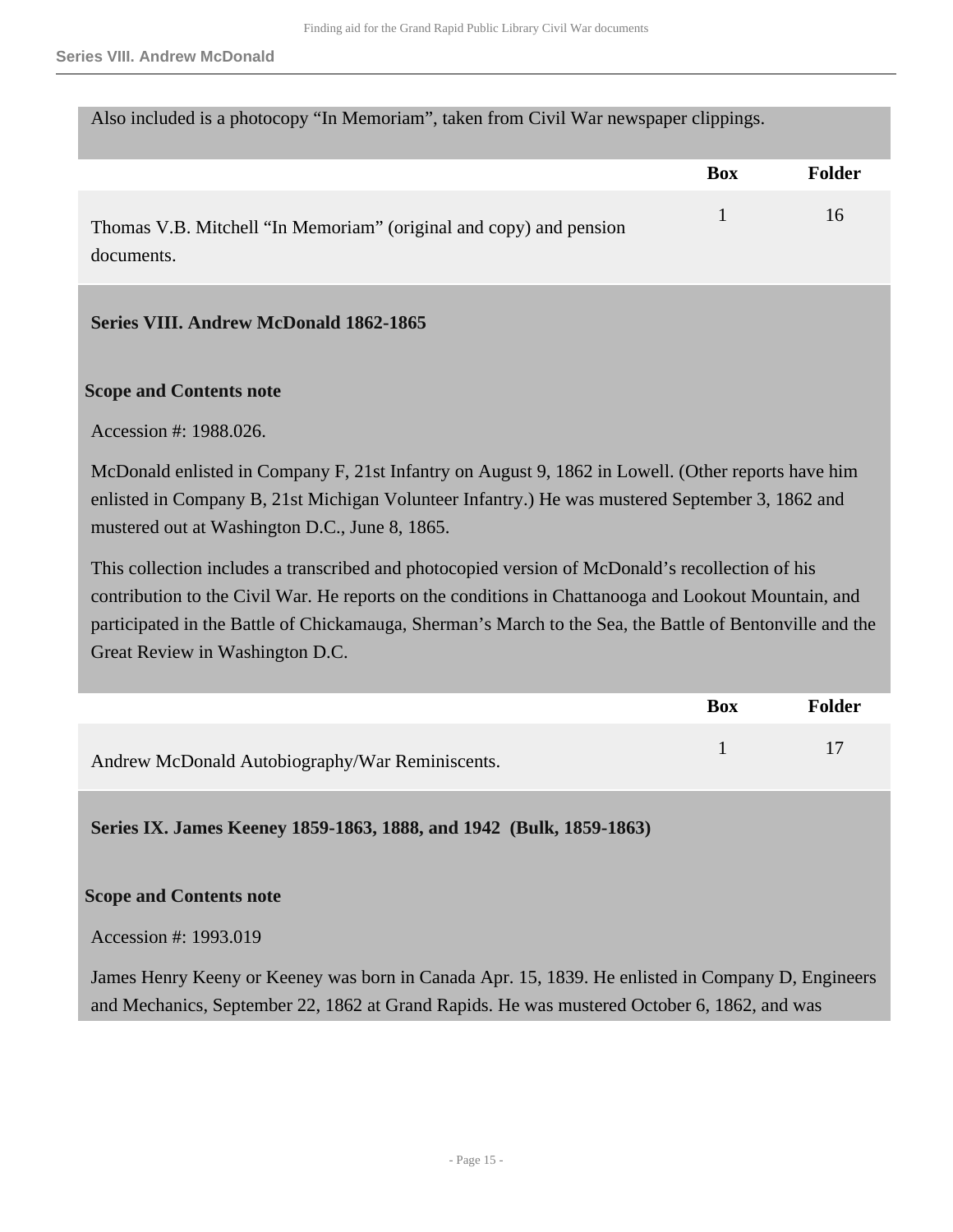Also included is a photocopy “In Memoriam”, taken from Civil War newspaper clippings.

| | Box | Folder |
| --- | --- | --- |
| Thomas V.B. Mitchell “In Memoriam” (original and copy) and pension documents. | 1 | 16 |

### Series VIII. Andrew McDonald 1862-1865

**Scope and Contents note**

Accession #: 1988.026.

McDonald enlisted in Company F, 21st Infantry on August 9, 1862 in Lowell. (Other reports have him enlisted in Company B, 21st Michigan Volunteer Infantry.) He was mustered September 3, 1862 and mustered out at Washington D.C., June 8, 1865.

This collection includes a transcribed and photocopied version of McDonald’s recollection of his contribution to the Civil War. He reports on the conditions in Chattanooga and Lookout Mountain, and participated in the Battle of Chickamauga, Sherman’s March to the Sea, the Battle of Bentonville and the Great Review in Washington D.C.

| | Box | Folder |
| --- | --- | --- |
| Andrew McDonald Autobiography/War Reminiscents. | 1 | 17 |

### Series IX. James Keeney 1859-1863, 1888, and 1942 (Bulk, 1859-1863)

**Scope and Contents note**

Accession #: 1993.019

James Henry Keeny or Keeney was born in Canada Apr. 15, 1839. He enlisted in Company D, Engineers and Mechanics, September 22, 1862 at Grand Rapids. He was mustered October 6, 1862, and was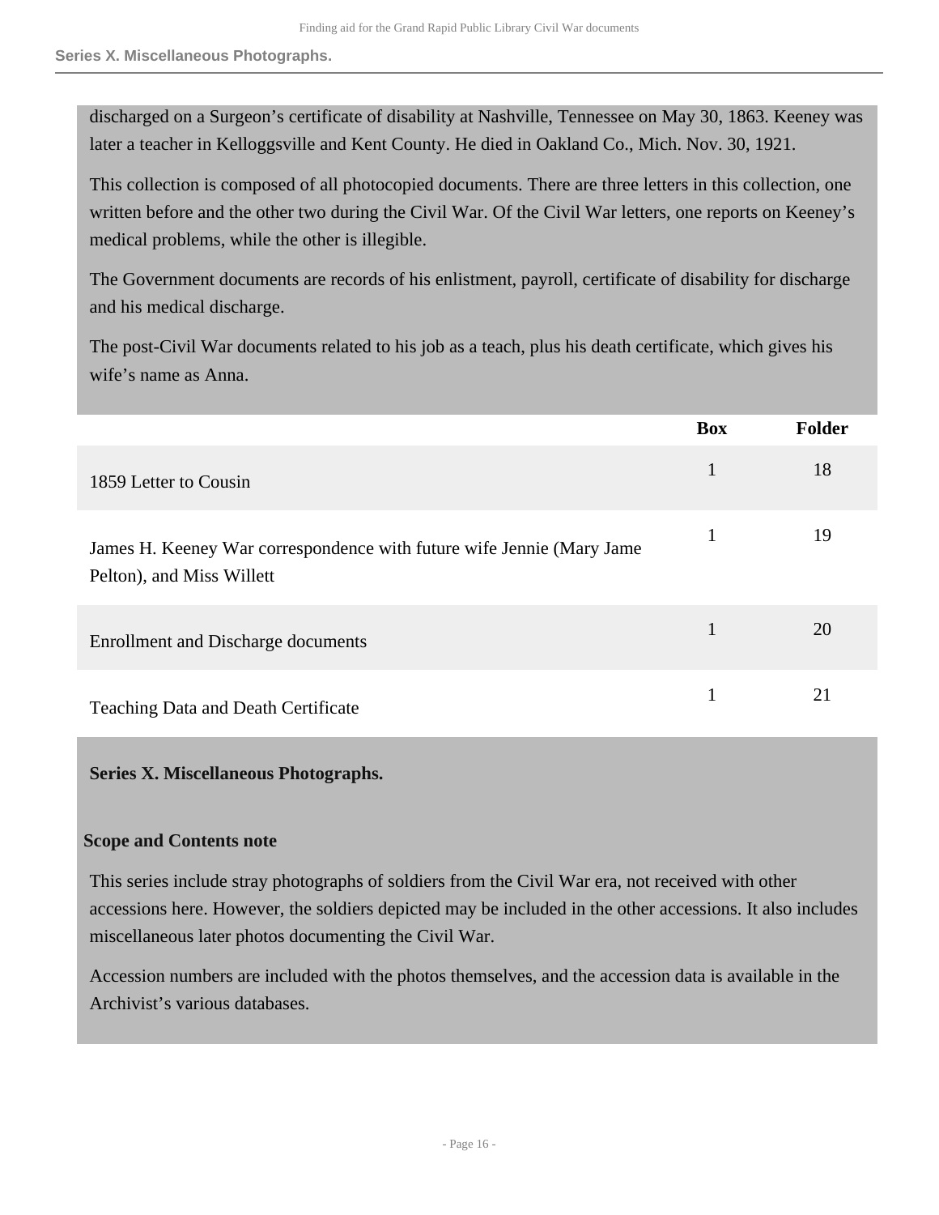discharged on a Surgeon's certificate of disability at Nashville, Tennessee on May 30, 1863. Keeney was later a teacher in Kelloggsville and Kent County. He died in Oakland Co., Mich. Nov. 30, 1921.

This collection is composed of all photocopied documents. There are three letters in this collection, one written before and the other two during the Civil War. Of the Civil War letters, one reports on Keeney's medical problems, while the other is illegible.

The Government documents are records of his enlistment, payroll, certificate of disability for discharge and his medical discharge.

The post-Civil War documents related to his job as a teach, plus his death certificate, which gives his wife's name as Anna.

| | Box | Folder |
|---|---|---|
| 1859 Letter to Cousin | 1 | 18 |
| James H. Keeney War correspondence with future wife Jennie (Mary Jame Pelton), and Miss Willett | 1 | 19 |
| Enrollment and Discharge documents | 1 | 20 |
| Teaching Data and Death Certificate | 1 | 21 |

## Series X. Miscellaneous Photographs.

### Scope and Contents note

This series include stray photographs of soldiers from the Civil War era, not received with other accessions here. However, the soldiers depicted may be included in the other accessions. It also includes miscellaneous later photos documenting the Civil War.

Accession numbers are included with the photos themselves, and the accession data is available in the Archivist's various databases.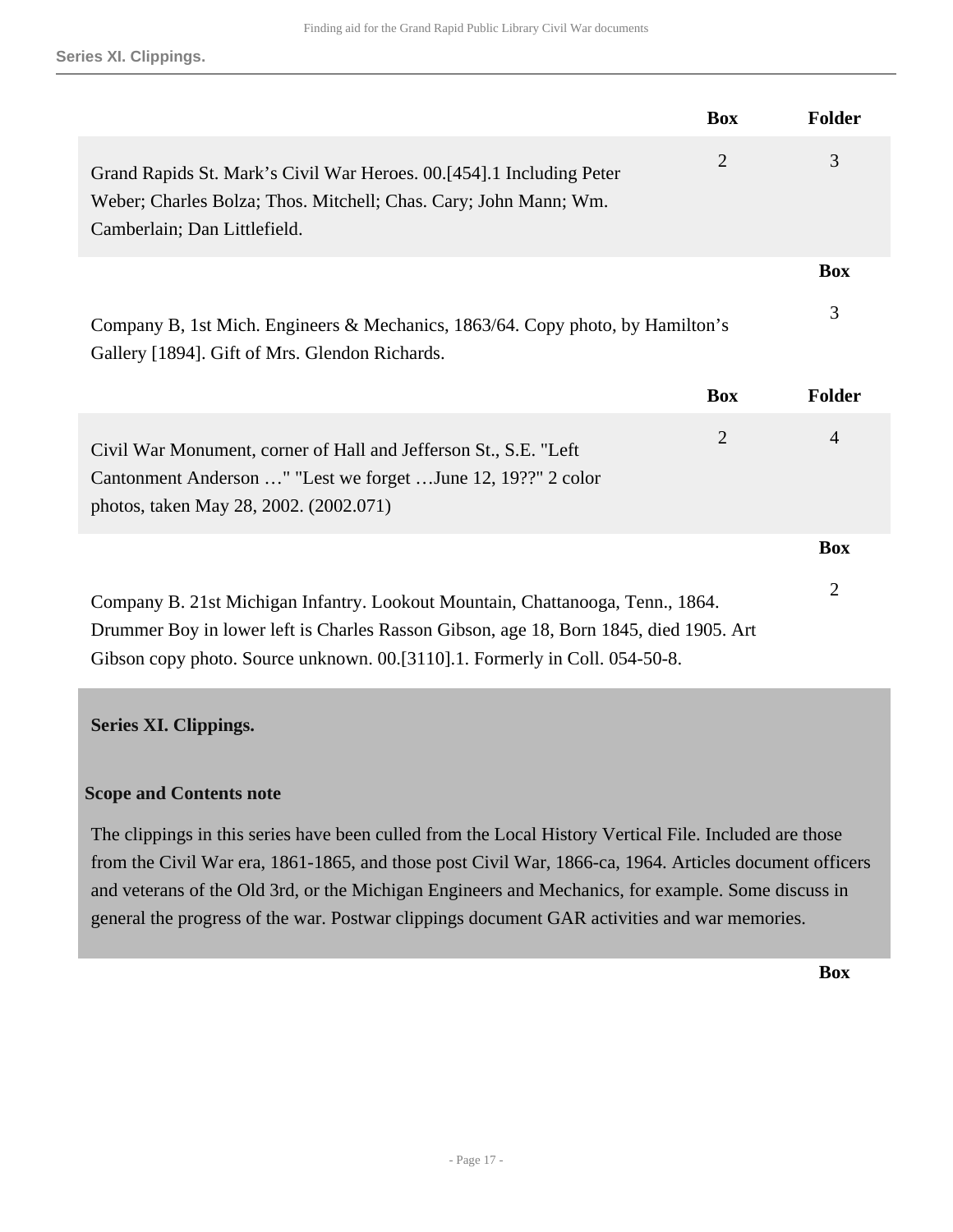| | Box | Folder |
|---|---|---|
| Grand Rapids St. Mark's Civil War Heroes. 00.[454].1 Including Peter Weber; Charles Bolza; Thos. Mitchell; Chas. Cary; John Mann; Wm. Camberlain; Dan Littlefield. | 2 | 3 |

| | Box |
|---|---|
| Company B, 1st Mich. Engineers & Mechanics, 1863/64. Copy photo, by Hamilton's Gallery [1894]. Gift of Mrs. Glendon Richards. | 3 |

| | Box | Folder |
|---|---|---|
| Civil War Monument, corner of Hall and Jefferson St., S.E. "Left Cantonment Anderson …" "Lest we forget …June 12, 19??" 2 color photos, taken May 28, 2002. (2002.071) | 2 | 4 |

| | Box |
|---|---|
| Company B. 21st Michigan Infantry. Lookout Mountain, Chattanooga, Tenn., 1864. Drummer Boy in lower left is Charles Rasson Gibson, age 18, Born 1845, died 1905. Art Gibson copy photo. Source unknown. 00.[3110].1. Formerly in Coll. 054-50-8. | 2 |

## Series XI. Clippings.

### Scope and Contents note

The clippings in this series have been culled from the Local History Vertical File. Included are those from the Civil War era, 1861-1865, and those post Civil War, 1866-ca, 1964. Articles document officers and veterans of the Old 3rd, or the Michigan Engineers and Mechanics, for example. Some discuss in general the progress of the war. Postwar clippings document GAR activities and war memories.

| | Box |
|---|---|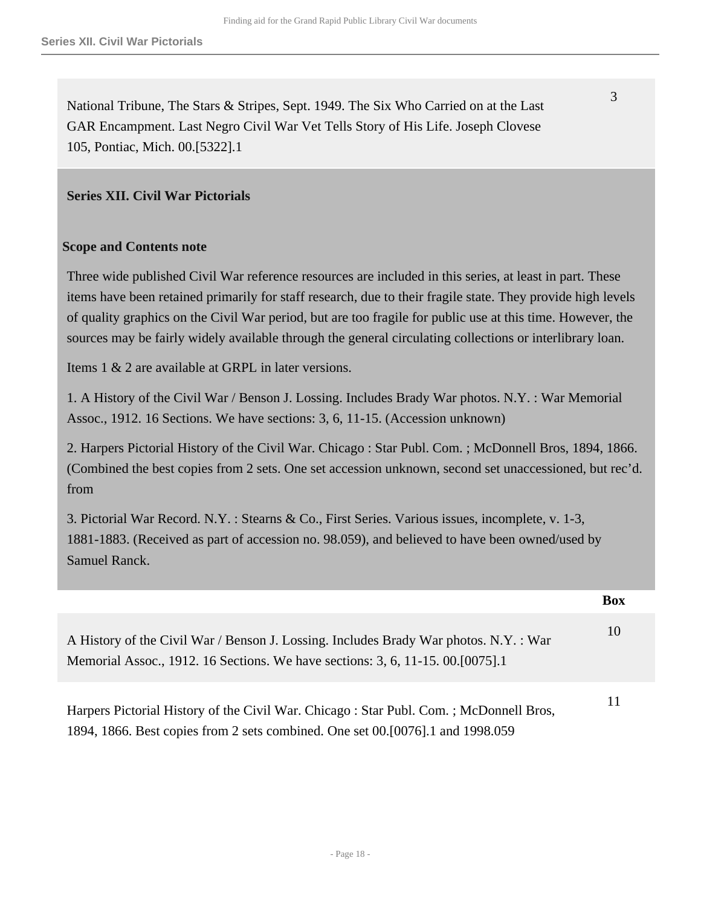| | |
|---|---|
| National Tribune, The Stars & Stripes, Sept. 1949. The Six Who Carried on at the Last GAR Encampment. Last Negro Civil War Vet Tells Story of His Life. Joseph Clovese 105, Pontiac, Mich. 00.[5322].1 | 3 |

## Series XII. Civil War Pictorials

### Scope and Contents note

Three wide published Civil War reference resources are included in this series, at least in part. These items have been retained primarily for staff research, due to their fragile state. They provide high levels of quality graphics on the Civil War period, but are too fragile for public use at this time. However, the sources may be fairly widely available through the general circulating collections or interlibrary loan.

Items 1 & 2 are available at GRPL in later versions.

1. A History of the Civil War / Benson J. Lossing. Includes Brady War photos. N.Y. : War Memorial Assoc., 1912. 16 Sections. We have sections: 3, 6, 11-15. (Accession unknown)

2. Harpers Pictorial History of the Civil War. Chicago : Star Publ. Com. ; McDonnell Bros, 1894, 1866. (Combined the best copies from 2 sets. One set accession unknown, second set unaccessioned, but rec'd. from

3. Pictorial War Record. N.Y. : Stearns & Co., First Series. Various issues, incomplete, v. 1-3, 1881-1883. (Received as part of accession no. 98.059), and believed to have been owned/used by Samuel Ranck.

| | Box |
|---|---|
| A History of the Civil War / Benson J. Lossing. Includes Brady War photos. N.Y. : War Memorial Assoc., 1912. 16 Sections. We have sections: 3, 6, 11-15. 00.[0075].1 | 10 |
| Harpers Pictorial History of the Civil War. Chicago : Star Publ. Com. ; McDonnell Bros, 1894, 1866. Best copies from 2 sets combined. One set 00.[0076].1 and 1998.059 | 11 |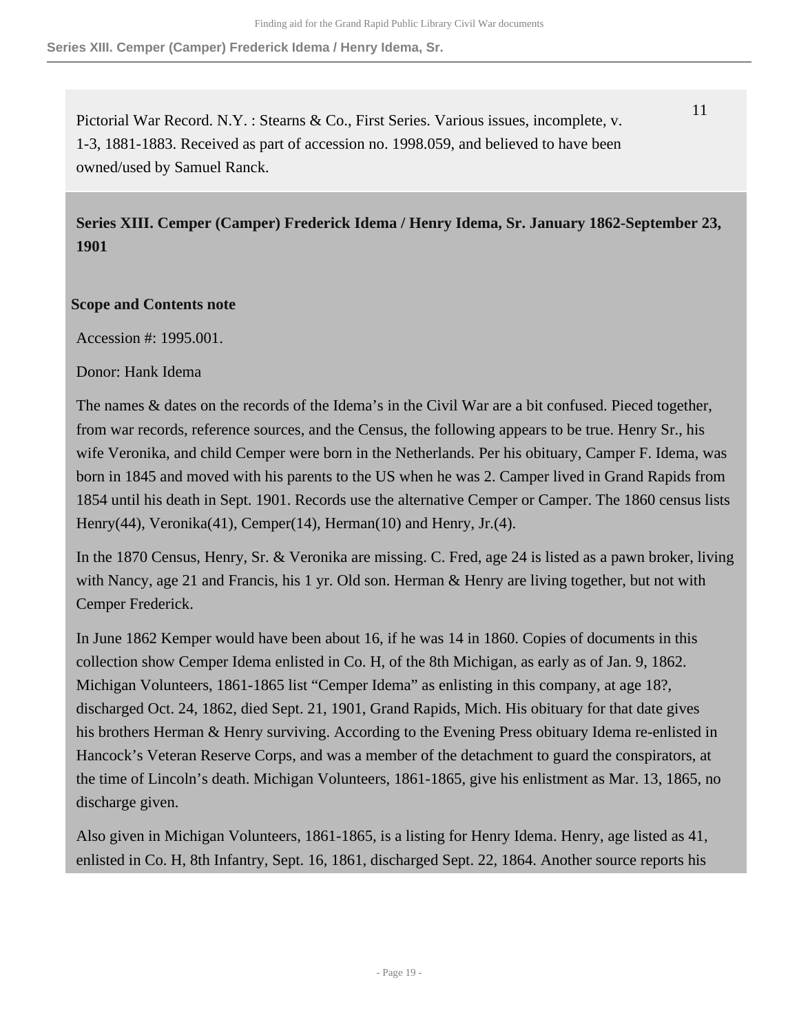Pictorial War Record. N.Y. : Stearns & Co., First Series. Various issues, incomplete, v. 1-3, 1881-1883. Received as part of accession no. 1998.059, and believed to have been owned/used by Samuel Ranck.

11

## Series XIII. Cemper (Camper) Frederick Idema / Henry Idema, Sr. January 1862-September 23, 1901

### Scope and Contents note

Accession #: 1995.001.

Donor: Hank Idema

The names & dates on the records of the Idema's in the Civil War are a bit confused. Pieced together, from war records, reference sources, and the Census, the following appears to be true. Henry Sr., his wife Veronika, and child Cemper were born in the Netherlands. Per his obituary, Camper F. Idema, was born in 1845 and moved with his parents to the US when he was 2. Camper lived in Grand Rapids from 1854 until his death in Sept. 1901. Records use the alternative Cemper or Camper. The 1860 census lists Henry(44), Veronika(41), Cemper(14), Herman(10) and Henry, Jr.(4).

In the 1870 Census, Henry, Sr. & Veronika are missing. C. Fred, age 24 is listed as a pawn broker, living with Nancy, age 21 and Francis, his 1 yr. Old son. Herman & Henry are living together, but not with Cemper Frederick.

In June 1862 Kemper would have been about 16, if he was 14 in 1860. Copies of documents in this collection show Cemper Idema enlisted in Co. H, of the 8th Michigan, as early as of Jan. 9, 1862. Michigan Volunteers, 1861-1865 list "Cemper Idema" as enlisting in this company, at age 18?, discharged Oct. 24, 1862, died Sept. 21, 1901, Grand Rapids, Mich. His obituary for that date gives his brothers Herman & Henry surviving. According to the Evening Press obituary Idema re-enlisted in Hancock's Veteran Reserve Corps, and was a member of the detachment to guard the conspirators, at the time of Lincoln's death. Michigan Volunteers, 1861-1865, give his enlistment as Mar. 13, 1865, no discharge given.

Also given in Michigan Volunteers, 1861-1865, is a listing for Henry Idema. Henry, age listed as 41, enlisted in Co. H, 8th Infantry, Sept. 16, 1861, discharged Sept. 22, 1864. Another source reports his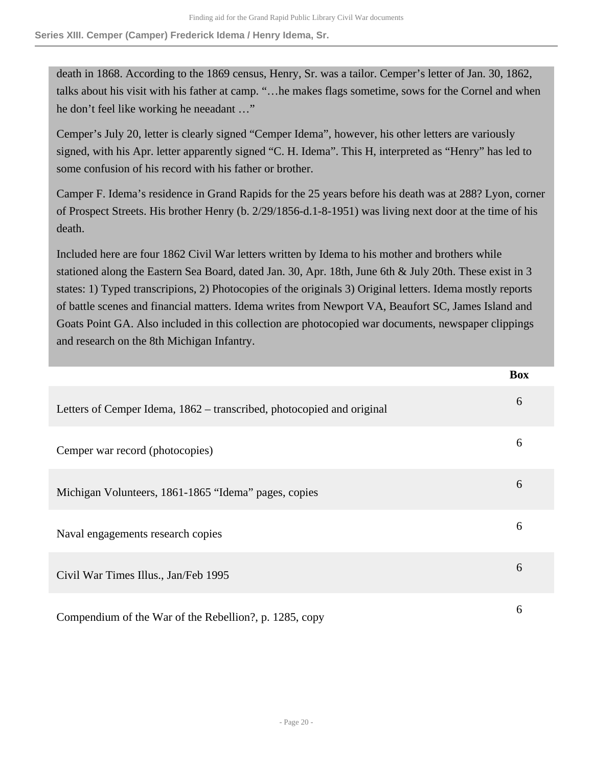death in 1868. According to the 1869 census, Henry, Sr. was a tailor. Cemper's letter of Jan. 30, 1862, talks about his visit with his father at camp. "…he makes flags sometime, sows for the Cornel and when he don't feel like working he neeadant …"

Cemper's July 20, letter is clearly signed "Cemper Idema", however, his other letters are variously signed, with his Apr. letter apparently signed "C. H. Idema". This H, interpreted as "Henry" has led to some confusion of his record with his father or brother.

Camper F. Idema's residence in Grand Rapids for the 25 years before his death was at 288? Lyon, corner of Prospect Streets. His brother Henry (b. 2/29/1856-d.1-8-1951) was living next door at the time of his death.

Included here are four 1862 Civil War letters written by Idema to his mother and brothers while stationed along the Eastern Sea Board, dated Jan. 30, Apr. 18th, June 6th & July 20th. These exist in 3 states: 1) Typed transcripions, 2) Photocopies of the originals 3) Original letters. Idema mostly reports of battle scenes and financial matters. Idema writes from Newport VA, Beaufort SC, James Island and Goats Point GA. Also included in this collection are photocopied war documents, newspaper clippings and research on the 8th Michigan Infantry.

| | Box |
|---|---|
| Letters of Cemper Idema, 1862 – transcribed, photocopied and original | 6 |
| Cemper war record (photocopies) | 6 |
| Michigan Volunteers, 1861-1865 "Idema" pages, copies | 6 |
| Naval engagements research copies | 6 |
| Civil War Times Illus., Jan/Feb 1995 | 6 |
| Compendium of the War of the Rebellion?, p. 1285, copy | 6 |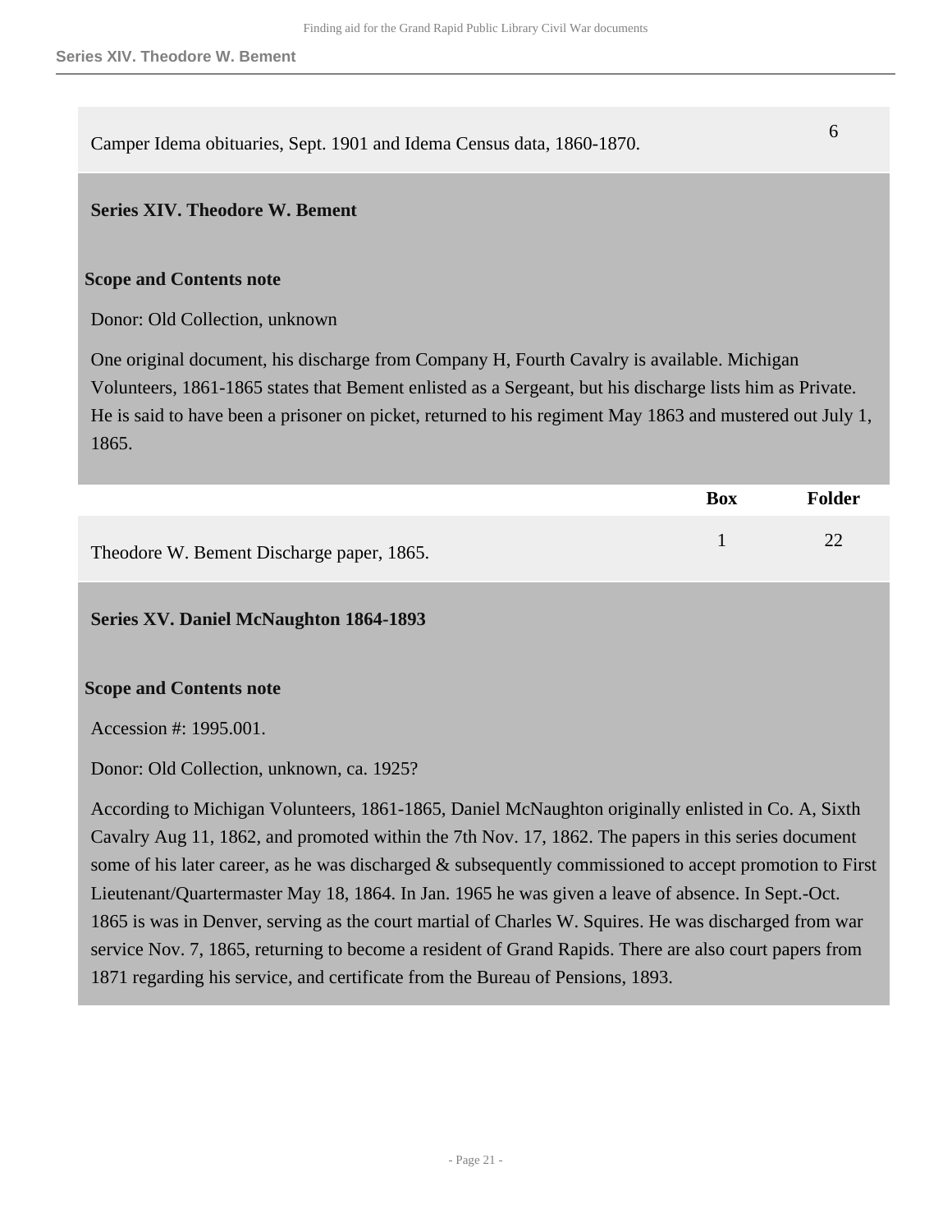| | | |
|---|---|---|
| Camper Idema obituaries, Sept. 1901 and Idema Census data, 1860-1870. | | 6 |

### Series XIV. Theodore W. Bement

#### Scope and Contents note

Donor: Old Collection, unknown

One original document, his discharge from Company H, Fourth Cavalry is available. Michigan Volunteers, 1861-1865 states that Bement enlisted as a Sergeant, but his discharge lists him as Private. He is said to have been a prisoner on picket, returned to his regiment May 1863 and mustered out July 1, 1865.

| | Box | Folder |
|---|---|---|
| Theodore W. Bement Discharge paper, 1865. | 1 | 22 |

### Series XV. Daniel McNaughton 1864-1893

#### Scope and Contents note

Accession #: 1995.001.

Donor: Old Collection, unknown, ca. 1925?

According to Michigan Volunteers, 1861-1865, Daniel McNaughton originally enlisted in Co. A, Sixth Cavalry Aug 11, 1862, and promoted within the 7th Nov. 17, 1862. The papers in this series document some of his later career, as he was discharged & subsequently commissioned to accept promotion to First Lieutenant/Quartermaster May 18, 1864. In Jan. 1965 he was given a leave of absence. In Sept.-Oct. 1865 is was in Denver, serving as the court martial of Charles W. Squires. He was discharged from war service Nov. 7, 1865, returning to become a resident of Grand Rapids. There are also court papers from 1871 regarding his service, and certificate from the Bureau of Pensions, 1893.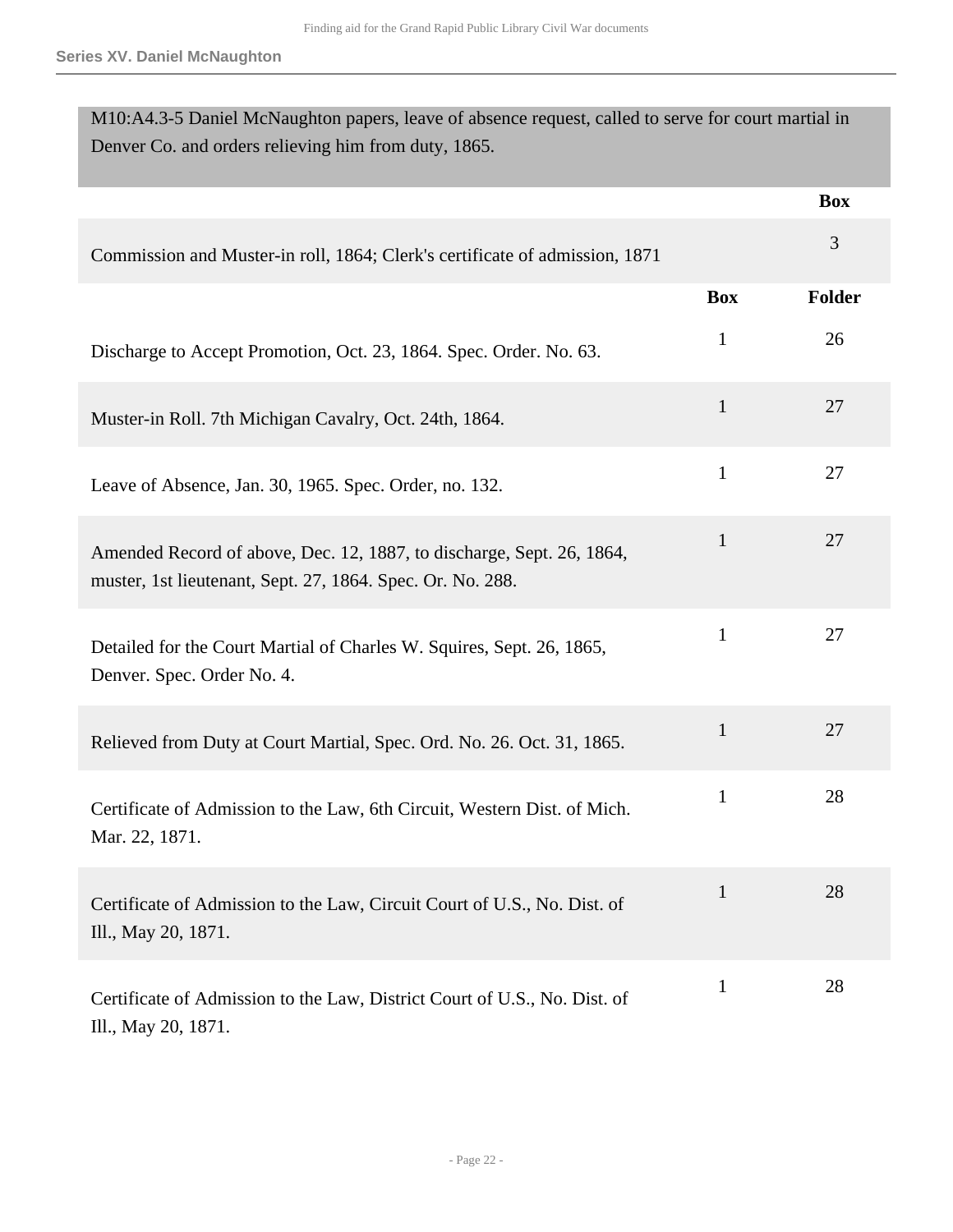M10:A4.3-5 Daniel McNaughton papers, leave of absence request, called to serve for court martial in Denver Co. and orders relieving him from duty, 1865.

| | Box |
|---|---|
| Commission and Muster-in roll, 1864; Clerk's certificate of admission, 1871 | 3 |

| | Box | Folder |
|---|---|---|
| Discharge to Accept Promotion, Oct. 23, 1864. Spec. Order. No. 63. | 1 | 26 |
| Muster-in Roll. 7th Michigan Cavalry, Oct. 24th, 1864. | 1 | 27 |
| Leave of Absence, Jan. 30, 1965. Spec. Order, no. 132. | 1 | 27 |
| Amended Record of above, Dec. 12, 1887, to discharge, Sept. 26, 1864, muster, 1st lieutenant, Sept. 27, 1864. Spec. Or. No. 288. | 1 | 27 |
| Detailed for the Court Martial of Charles W. Squires, Sept. 26, 1865, Denver. Spec. Order No. 4. | 1 | 27 |
| Relieved from Duty at Court Martial, Spec. Ord. No. 26. Oct. 31, 1865. | 1 | 27 |
| Certificate of Admission to the Law, 6th Circuit, Western Dist. of Mich. Mar. 22, 1871. | 1 | 28 |
| Certificate of Admission to the Law, Circuit Court of U.S., No. Dist. of Ill., May 20, 1871. | 1 | 28 |
| Certificate of Admission to the Law, District Court of U.S., No. Dist. of Ill., May 20, 1871. | 1 | 28 |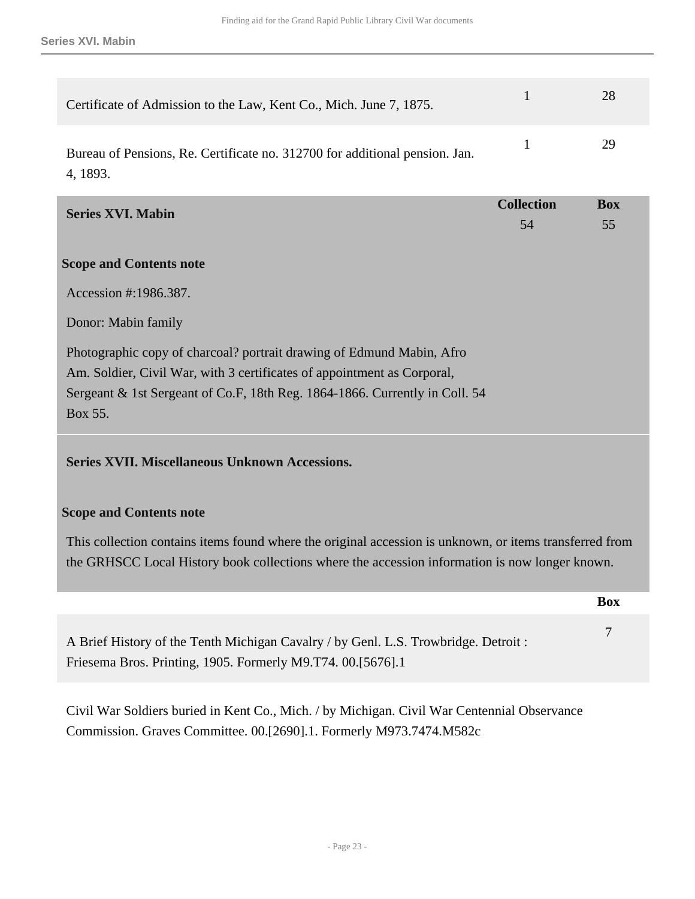| | | |
|---|---|---|
| Certificate of Admission to the Law, Kent Co., Mich. June 7, 1875. | 1 | 28 |
| Bureau of Pensions, Re. Certificate no. 312700 for additional pension. Jan. 4, 1893. | 1 | 29 |

| Series XVI. Mabin | Collection | Box |
|---|---|---|
| | 54 | 55 |

**Scope and Contents note**

Accession #:1986.387.

Donor: Mabin family

Photographic copy of charcoal? portrait drawing of Edmund Mabin, Afro Am. Soldier, Civil War, with 3 certificates of appointment as Corporal, Sergeant & 1st Sergeant of Co.F, 18th Reg. 1864-1866. Currently in Coll. 54 Box 55.

## Series XVII. Miscellaneous Unknown Accessions.

**Scope and Contents note**

This collection contains items found where the original accession is unknown, or items transferred from the GRHSCC Local History book collections where the accession information is now longer known.

| | Box |
|---|---|
| A Brief History of the Tenth Michigan Cavalry / by Genl. L.S. Trowbridge. Detroit : Friesema Bros. Printing, 1905. Formerly M9.T74. 00.[5676].1 | 7 |
| Civil War Soldiers buried in Kent Co., Mich. / by Michigan. Civil War Centennial Observance Commission. Graves Committee. 00.[2690].1. Formerly M973.7474.M582c | |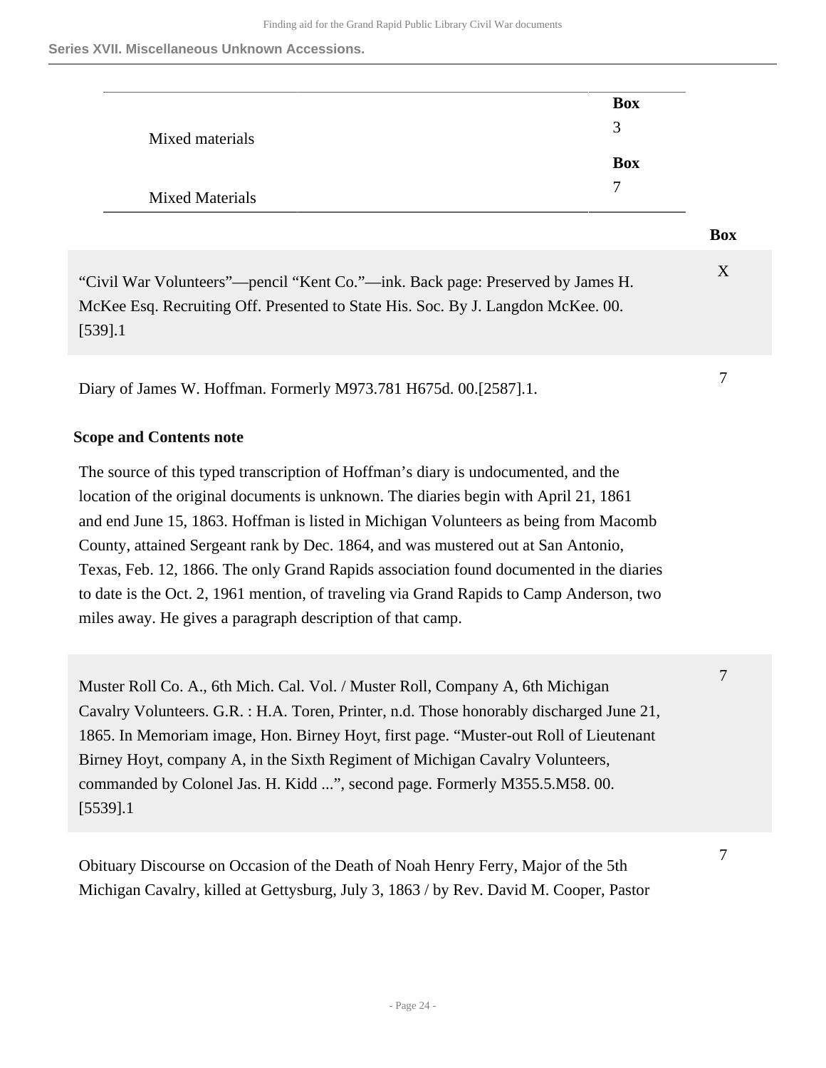| | Box |
|---|---|
| Mixed materials | Box 3 |
| Mixed Materials | Box 7 |

| | Box |
|---|---|
| "Civil War Volunteers"—pencil "Kent Co."—ink. Back page: Preserved by James H. McKee Esq. Recruiting Off. Presented to State His. Soc. By J. Langdon McKee. 00. [539].1 | X |
| Diary of James W. Hoffman. Formerly M973.781 H675d. 00.[2587].1. | 7 |

**Scope and Contents note**

The source of this typed transcription of Hoffman's diary is undocumented, and the location of the original documents is unknown. The diaries begin with April 21, 1861 and end June 15, 1863. Hoffman is listed in Michigan Volunteers as being from Macomb County, attained Sergeant rank by Dec. 1864, and was mustered out at San Antonio, Texas, Feb. 12, 1866. The only Grand Rapids association found documented in the diaries to date is the Oct. 2, 1961 mention, of traveling via Grand Rapids to Camp Anderson, two miles away. He gives a paragraph description of that camp.

| | |
|---|---|
| Muster Roll Co. A., 6th Mich. Cal. Vol. / Muster Roll, Company A, 6th Michigan Cavalry Volunteers. G.R. : H.A. Toren, Printer, n.d. Those honorably discharged June 21, 1865. In Memoriam image, Hon. Birney Hoyt, first page. "Muster-out Roll of Lieutenant Birney Hoyt, company A, in the Sixth Regiment of Michigan Cavalry Volunteers, commanded by Colonel Jas. H. Kidd ...", second page. Formerly M355.5.M58. 00. [5539].1 | 7 |
| Obituary Discourse on Occasion of the Death of Noah Henry Ferry, Major of the 5th Michigan Cavalry, killed at Gettysburg, July 3, 1863 / by Rev. David M. Cooper, Pastor | 7 |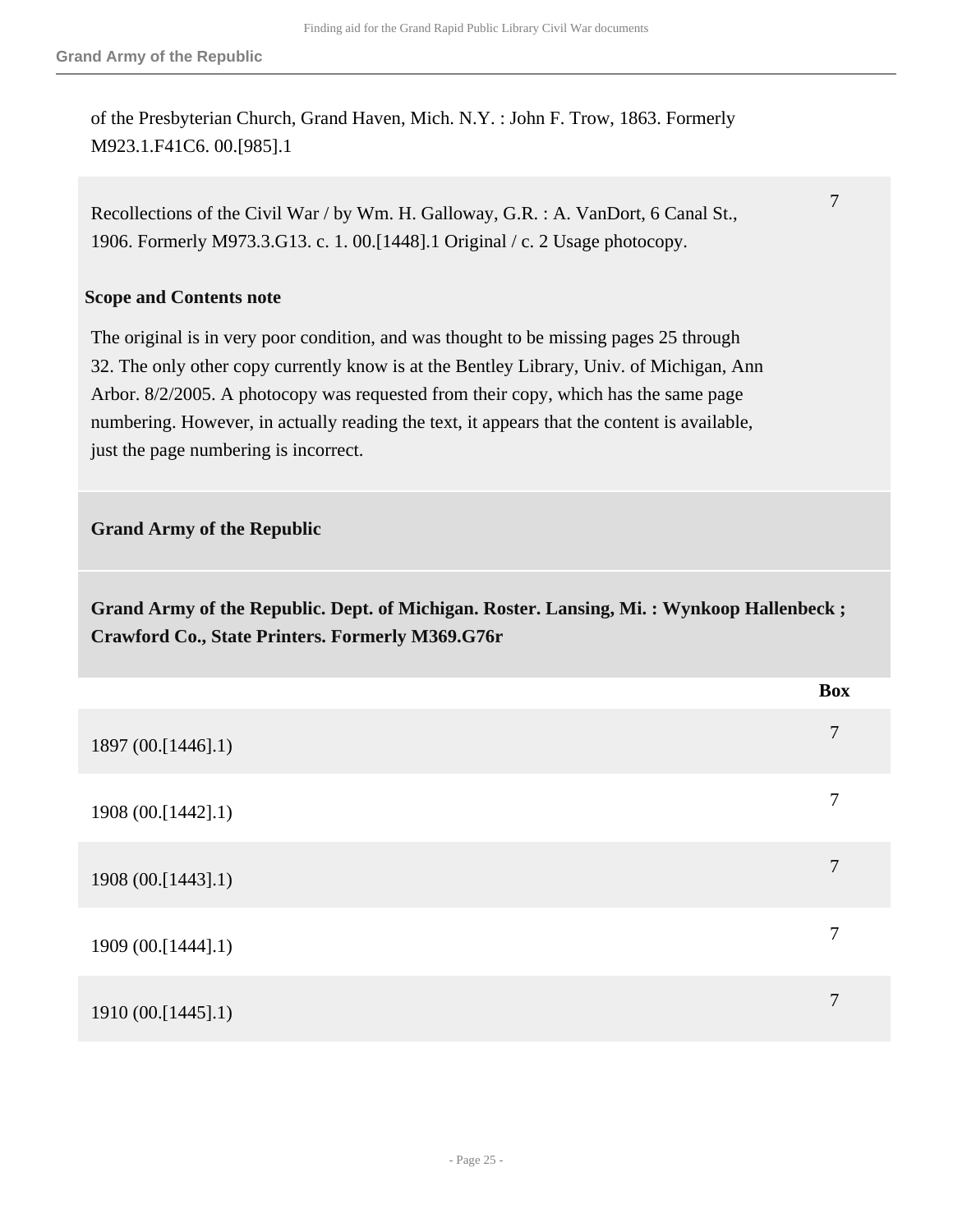of the Presbyterian Church, Grand Haven, Mich. N.Y. : John F. Trow, 1863. Formerly M923.1.F41C6. 00.[985].1

| | |
|---|---|
| Recollections of the Civil War / by Wm. H. Galloway, G.R. : A. VanDort, 6 Canal St., 1906. Formerly M973.3.G13. c. 1. 00.[1448].1 Original / c. 2 Usage photocopy. | 7 |

**Scope and Contents note**

The original is in very poor condition, and was thought to be missing pages 25 through 32. The only other copy currently know is at the Bentley Library, Univ. of Michigan, Ann Arbor. 8/2/2005. A photocopy was requested from their copy, which has the same page numbering. However, in actually reading the text, it appears that the content is available, just the page numbering is incorrect.

## Grand Army of the Republic

### Grand Army of the Republic. Dept. of Michigan. Roster. Lansing, Mi. : Wynkoop Hallenbeck ; Crawford Co., State Printers. Formerly M369.G76r

| | Box |
|---|---|
| 1897 (00.[1446].1) | 7 |
| 1908 (00.[1442].1) | 7 |
| 1908 (00.[1443].1) | 7 |
| 1909 (00.[1444].1) | 7 |
| 1910 (00.[1445].1) | 7 |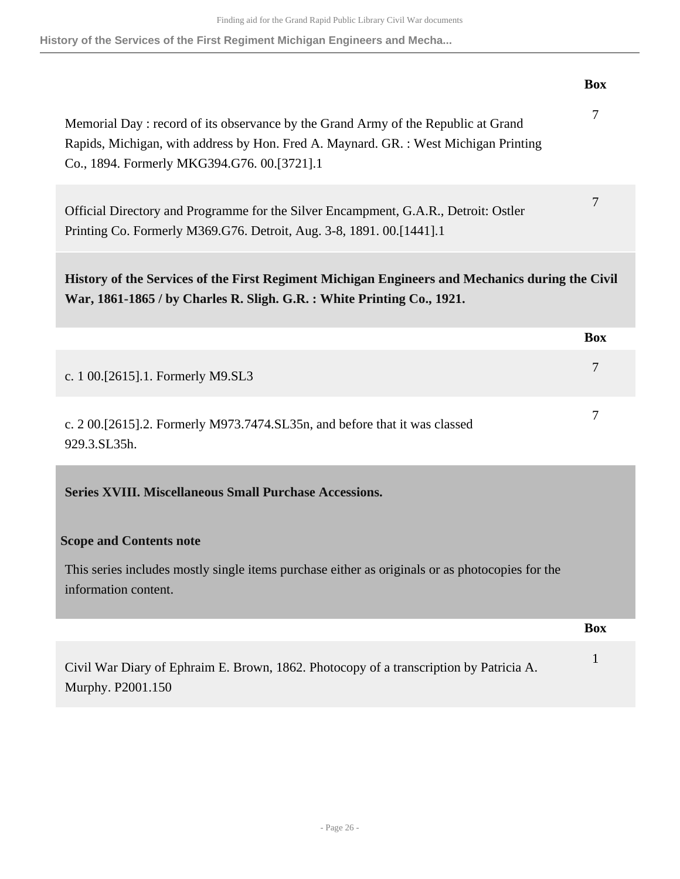| | Box |
|---|---|
| Memorial Day : record of its observance by the Grand Army of the Republic at Grand Rapids, Michigan, with address by Hon. Fred A. Maynard. GR. : West Michigan Printing Co., 1894. Formerly MKG394.G76. 00.[3721].1 | 7 |
| Official Directory and Programme for the Silver Encampment, G.A.R., Detroit: Ostler Printing Co. Formerly M369.G76. Detroit, Aug. 3-8, 1891. 00.[1441].1 | 7 |

**History of the Services of the First Regiment Michigan Engineers and Mechanics during the Civil War, 1861-1865 / by Charles R. Sligh. G.R. : White Printing Co., 1921.**

| | Box |
|---|---|
| c. 1 00.[2615].1. Formerly M9.SL3 | 7 |
| c. 2 00.[2615].2. Formerly M973.7474.SL35n, and before that it was classed 929.3.SL35h. | 7 |

## Series XVIII. Miscellaneous Small Purchase Accessions.

### Scope and Contents note

This series includes mostly single items purchase either as originals or as photocopies for the information content.

| | Box |
|---|---|
| Civil War Diary of Ephraim E. Brown, 1862. Photocopy of a transcription by Patricia A. Murphy. P2001.150 | 1 |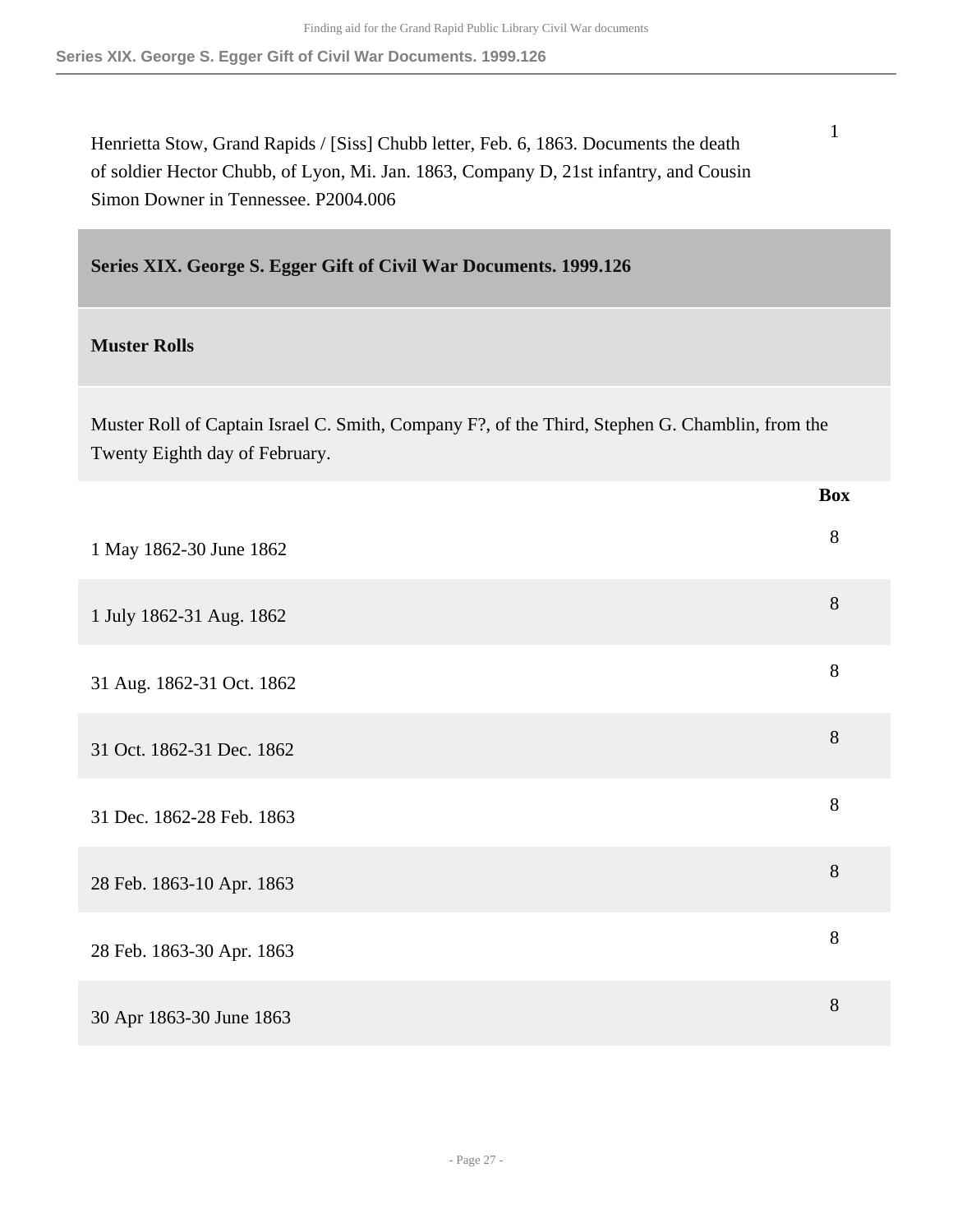| | |
|---|---|
| Henrietta Stow, Grand Rapids / [Siss] Chubb letter, Feb. 6, 1863. Documents the death of soldier Hector Chubb, of Lyon, Mi. Jan. 1863, Company D, 21st infantry, and Cousin Simon Downer in Tennessee. P2004.006 | 1 |

## Series XIX. George S. Egger Gift of Civil War Documents. 1999.126

### Muster Rolls

Muster Roll of Captain Israel C. Smith, Company F?, of the Third, Stephen G. Chamblin, from the Twenty Eighth day of February.

| | Box |
|---|---|
| 1 May 1862-30 June 1862 | 8 |
| 1 July 1862-31 Aug. 1862 | 8 |
| 31 Aug. 1862-31 Oct. 1862 | 8 |
| 31 Oct. 1862-31 Dec. 1862 | 8 |
| 31 Dec. 1862-28 Feb. 1863 | 8 |
| 28 Feb. 1863-10 Apr. 1863 | 8 |
| 28 Feb. 1863-30 Apr. 1863 | 8 |
| 30 Apr 1863-30 June 1863 | 8 |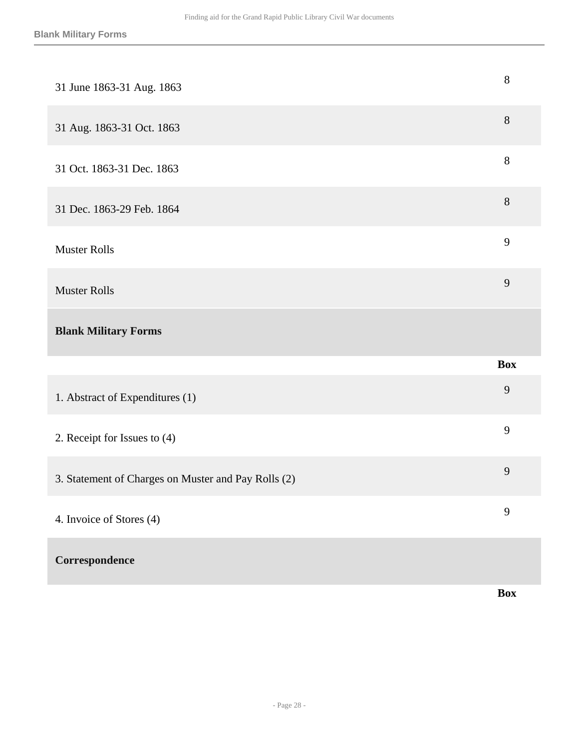| | |
|---|---|
| 31 June 1863-31 Aug. 1863 | 8 |
| 31 Aug. 1863-31 Oct. 1863 | 8 |
| 31 Oct. 1863-31 Dec. 1863 | 8 |
| 31 Dec. 1863-29 Feb. 1864 | 8 |
| Muster Rolls | 9 |
| Muster Rolls | 9 |

## Blank Military Forms

| | Box |
|---|---|
| 1. Abstract of Expenditures (1) | 9 |
| 2. Receipt for Issues to (4) | 9 |
| 3. Statement of Charges on Muster and Pay Rolls (2) | 9 |
| 4. Invoice of Stores (4) | 9 |

## Correspondence

| | Box |
|---|---|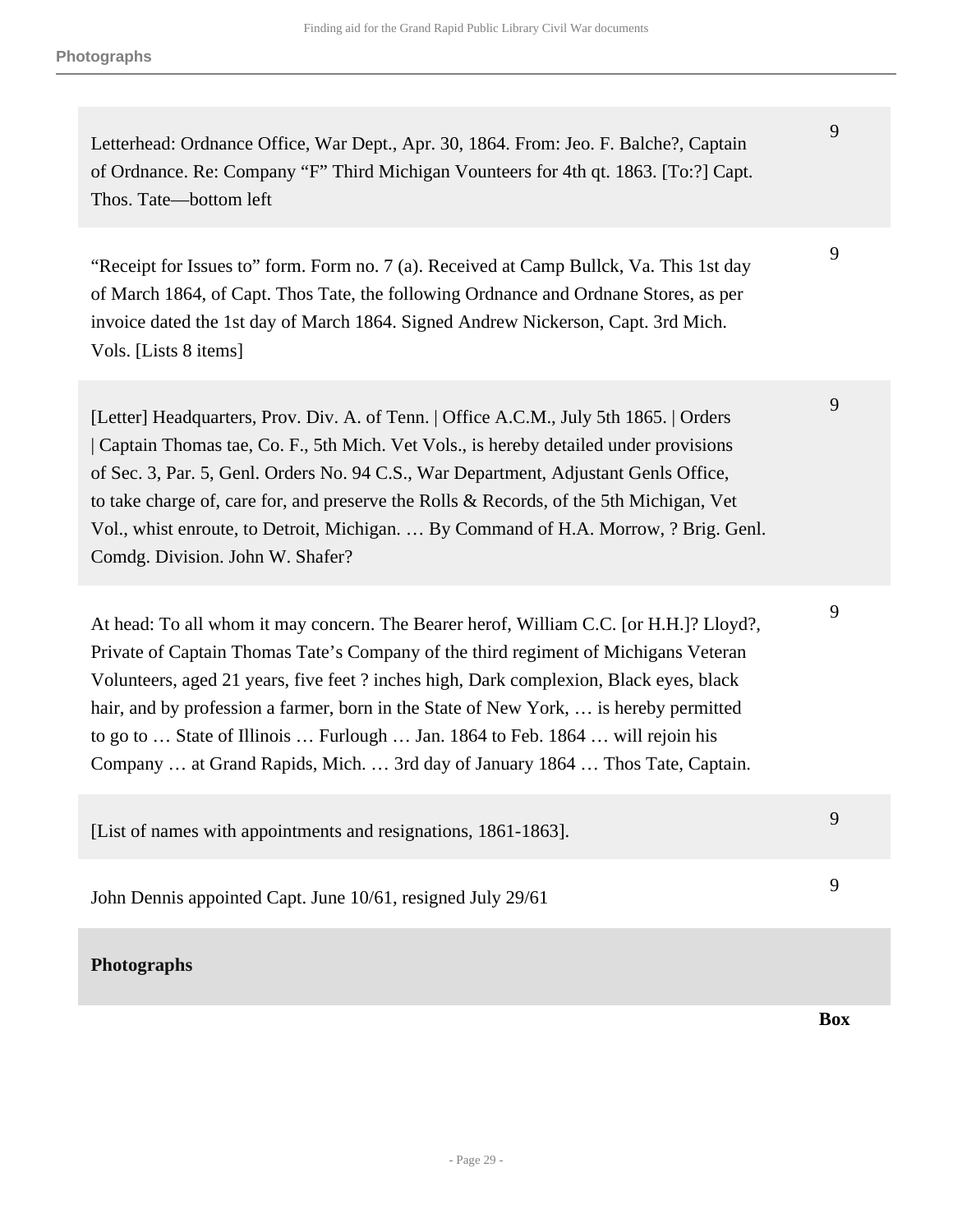| | |
|---|---|
| Letterhead: Ordnance Office, War Dept., Apr. 30, 1864. From: Jeo. F. Balche?, Captain of Ordnance. Re: Company "F" Third Michigan Vounteers for 4th qt. 1863. [To:?] Capt. Thos. Tate—bottom left | 9 |
| "Receipt for Issues to" form. Form no. 7 (a). Received at Camp Bullck, Va. This 1st day of March 1864, of Capt. Thos Tate, the following Ordnance and Ordnane Stores, as per invoice dated the 1st day of March 1864. Signed Andrew Nickerson, Capt. 3rd Mich. Vols. [Lists 8 items] | 9 |
| [Letter] Headquarters, Prov. Div. A. of Tenn. \| Office A.C.M., July 5th 1865. \| Orders \| Captain Thomas tae, Co. F., 5th Mich. Vet Vols., is hereby detailed under provisions of Sec. 3, Par. 5, Genl. Orders No. 94 C.S., War Department, Adjustant Genls Office, to take charge of, care for, and preserve the Rolls & Records, of the 5th Michigan, Vet Vol., whist enroute, to Detroit, Michigan. … By Command of H.A. Morrow, ? Brig. Genl. Comdg. Division. John W. Shafer? | 9 |
| At head: To all whom it may concern. The Bearer herof, William C.C. [or H.H.]? Lloyd?, Private of Captain Thomas Tate's Company of the third regiment of Michigans Veteran Volunteers, aged 21 years, five feet ? inches high, Dark complexion, Black eyes, black hair, and by profession a farmer, born in the State of New York, … is hereby permitted to go to … State of Illinois … Furlough … Jan. 1864 to Feb. 1864 … will rejoin his Company … at Grand Rapids, Mich. … 3rd day of January 1864 … Thos Tate, Captain. | 9 |
| [List of names with appointments and resignations, 1861-1863]. | 9 |
| John Dennis appointed Capt. June 10/61, resigned July 29/61 | 9 |

## Photographs

| | Box |
|---|---|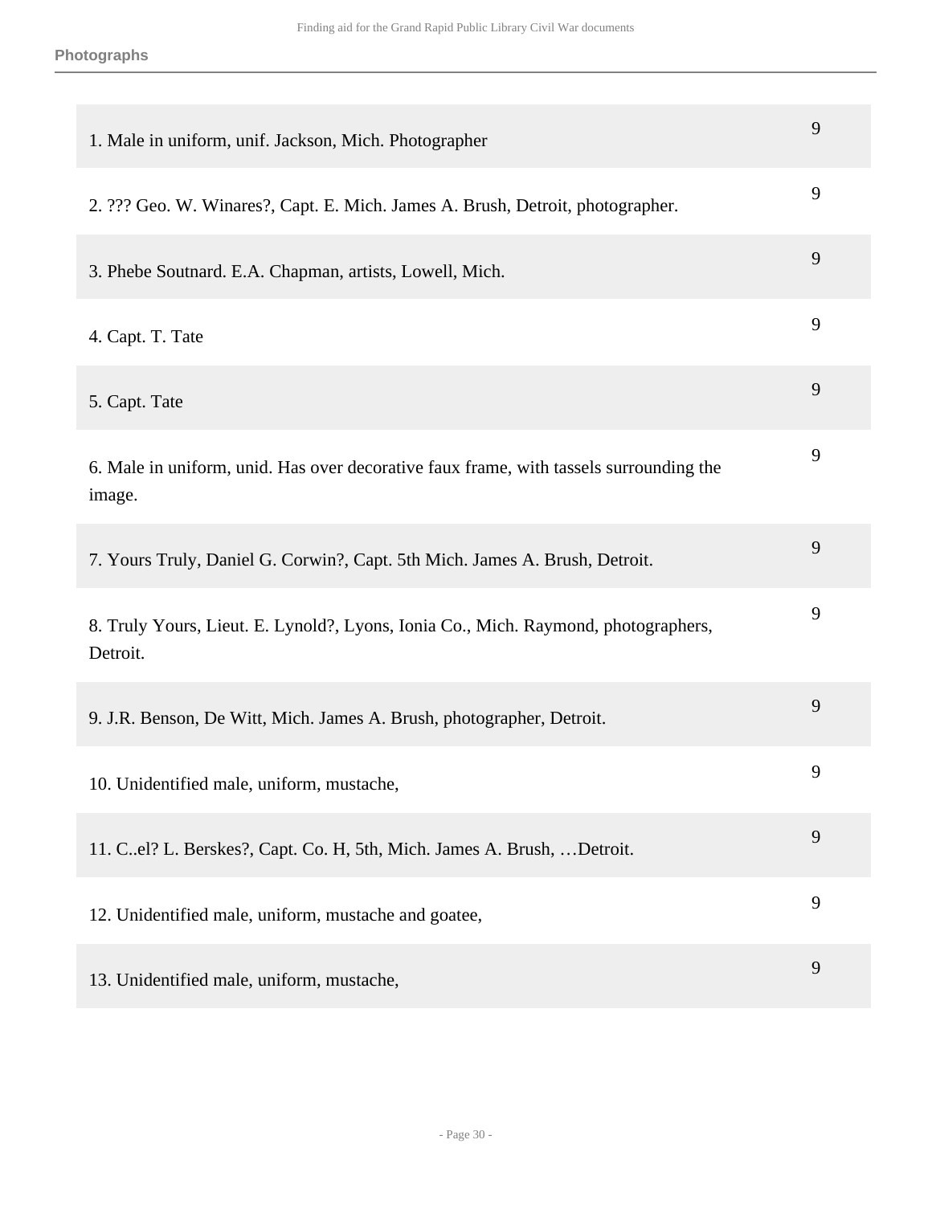**Photographs**

| | |
|---|---|
| 1. Male in uniform, unif. Jackson, Mich. Photographer | 9 |
| 2. ??? Geo. W. Winares?, Capt. E. Mich. James A. Brush, Detroit, photographer. | 9 |
| 3. Phebe Soutnard. E.A. Chapman, artists, Lowell, Mich. | 9 |
| 4. Capt. T. Tate | 9 |
| 5. Capt. Tate | 9 |
| 6. Male in uniform, unid. Has over decorative faux frame, with tassels surrounding the image. | 9 |
| 7. Yours Truly, Daniel G. Corwin?, Capt. 5th Mich. James A. Brush, Detroit. | 9 |
| 8. Truly Yours, Lieut. E. Lynold?, Lyons, Ionia Co., Mich. Raymond, photographers, Detroit. | 9 |
| 9. J.R. Benson, De Witt, Mich. James A. Brush, photographer, Detroit. | 9 |
| 10. Unidentified male, uniform, mustache, | 9 |
| 11. C..el? L. Berskes?, Capt. Co. H, 5th, Mich. James A. Brush, …Detroit. | 9 |
| 12. Unidentified male, uniform, mustache and goatee, | 9 |
| 13. Unidentified male, uniform, mustache, | 9 |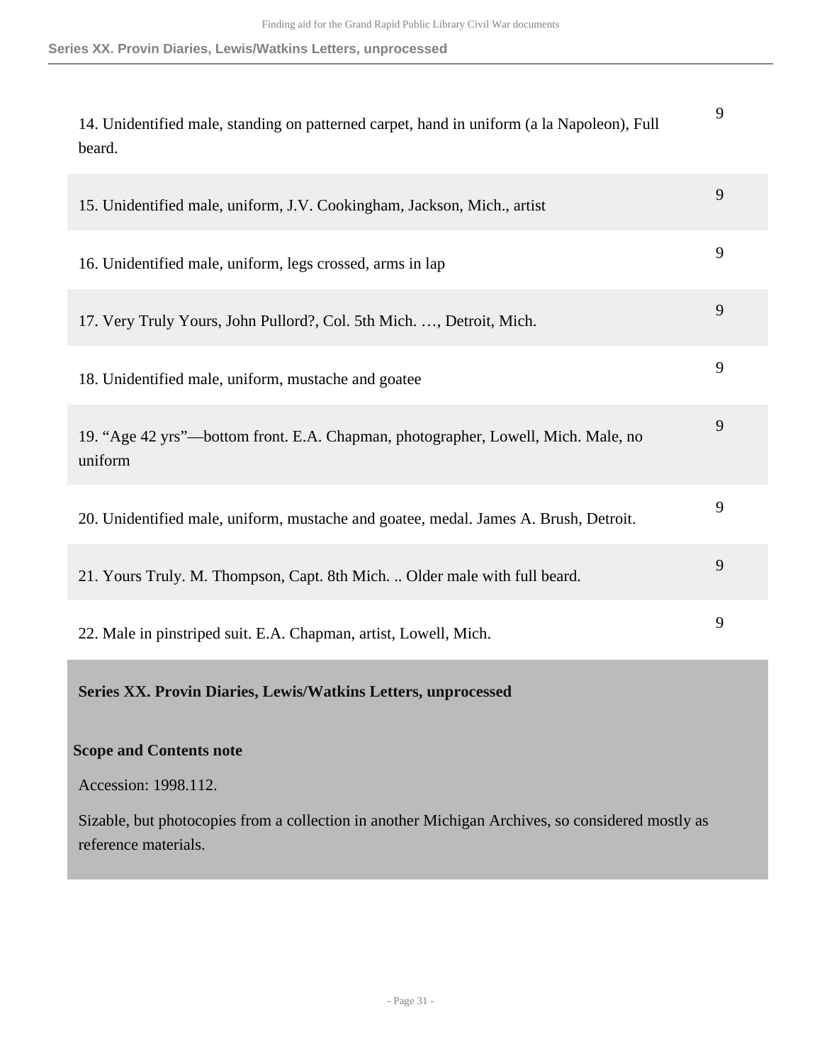| | |
|---|---|
| 14. Unidentified male, standing on patterned carpet, hand in uniform (a la Napoleon), Full beard. | 9 |
| 15. Unidentified male, uniform, J.V. Cookingham, Jackson, Mich., artist | 9 |
| 16. Unidentified male, uniform, legs crossed, arms in lap | 9 |
| 17. Very Truly Yours, John Pullord?, Col. 5th Mich. …, Detroit, Mich. | 9 |
| 18. Unidentified male, uniform, mustache and goatee | 9 |
| 19. “Age 42 yrs”—bottom front. E.A. Chapman, photographer, Lowell, Mich. Male, no uniform | 9 |
| 20. Unidentified male, uniform, mustache and goatee, medal. James A. Brush, Detroit. | 9 |
| 21. Yours Truly. M. Thompson, Capt. 8th Mich. .. Older male with full beard. | 9 |
| 22. Male in pinstriped suit. E.A. Chapman, artist, Lowell, Mich. | 9 |

## Series XX. Provin Diaries, Lewis/Watkins Letters, unprocessed

### Scope and Contents note

Accession: 1998.112.

Sizable, but photocopies from a collection in another Michigan Archives, so considered mostly as reference materials.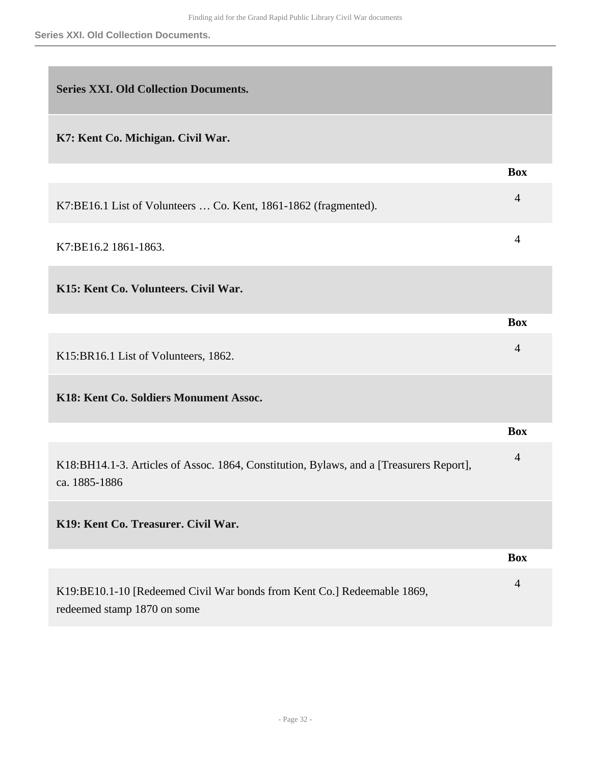## Series XXI. Old Collection Documents.

### K7: Kent Co. Michigan. Civil War.

| | Box |
|---|---|
| K7:BE16.1 List of Volunteers … Co. Kent, 1861-1862 (fragmented). | 4 |
| K7:BE16.2 1861-1863. | 4 |

### K15: Kent Co. Volunteers. Civil War.

| | Box |
|---|---|
| K15:BR16.1 List of Volunteers, 1862. | 4 |

### K18: Kent Co. Soldiers Monument Assoc.

| | Box |
|---|---|
| K18:BH14.1-3. Articles of Assoc. 1864, Constitution, Bylaws, and a [Treasurers Report], ca. 1885-1886 | 4 |

### K19: Kent Co. Treasurer. Civil War.

| | Box |
|---|---|
| K19:BE10.1-10 [Redeemed Civil War bonds from Kent Co.] Redeemable 1869, redeemed stamp 1870 on some | 4 |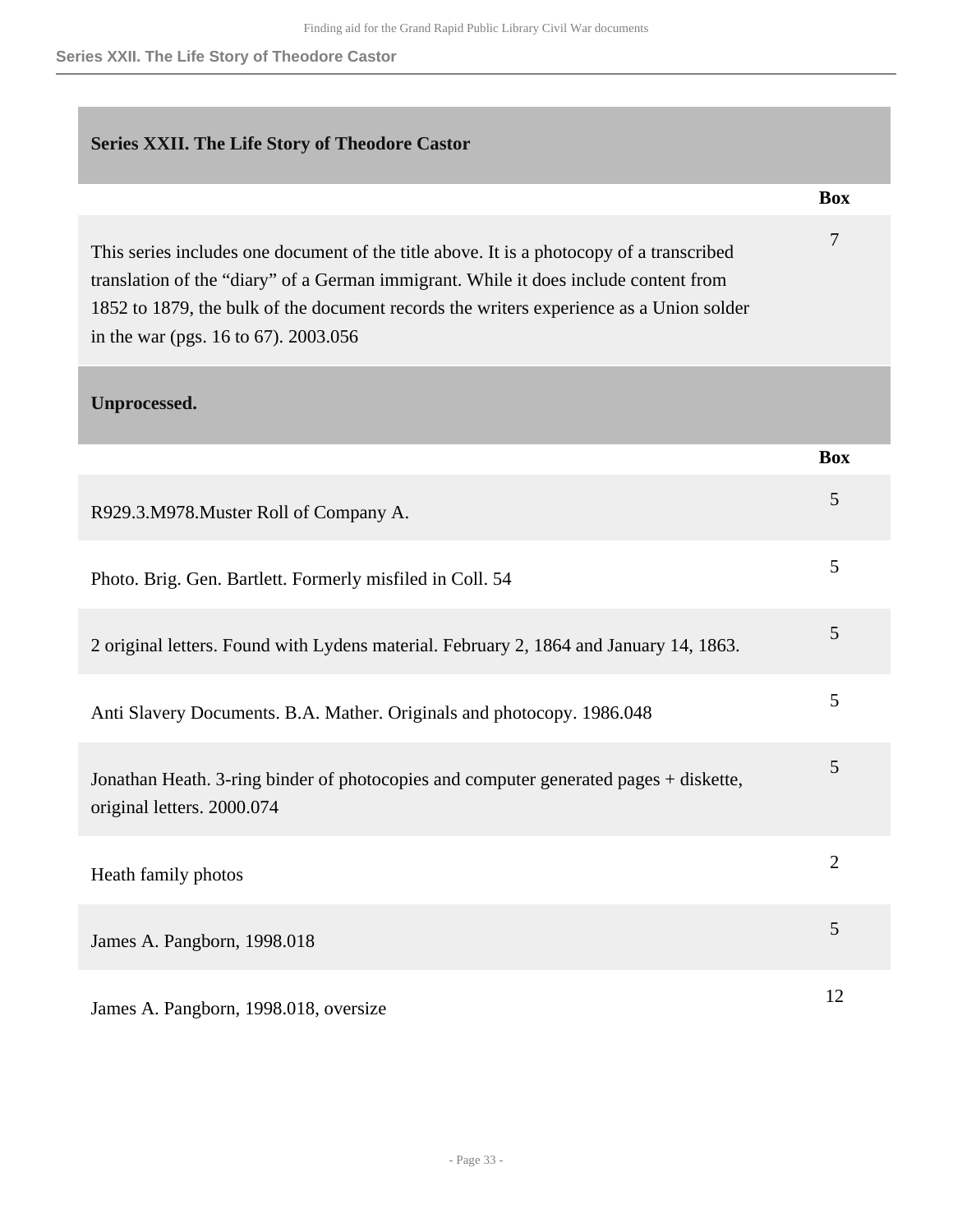## Series XXII. The Life Story of Theodore Castor

| | Box |
|---|---|
| This series includes one document of the title above. It is a photocopy of a transcribed translation of the "diary" of a German immigrant. While it does include content from 1852 to 1879, the bulk of the document records the writers experience as a Union solder in the war (pgs. 16 to 67). 2003.056 | 7 |

## Unprocessed.

| | Box |
|---|---|
| R929.3.M978.Muster Roll of Company A. | 5 |
| Photo. Brig. Gen. Bartlett. Formerly misfiled in Coll. 54 | 5 |
| 2 original letters. Found with Lydens material. February 2, 1864 and January 14, 1863. | 5 |
| Anti Slavery Documents. B.A. Mather. Originals and photocopy. 1986.048 | 5 |
| Jonathan Heath. 3-ring binder of photocopies and computer generated pages + diskette, original letters. 2000.074 | 5 |
| Heath family photos | 2 |
| James A. Pangborn, 1998.018 | 5 |
| James A. Pangborn, 1998.018, oversize | 12 |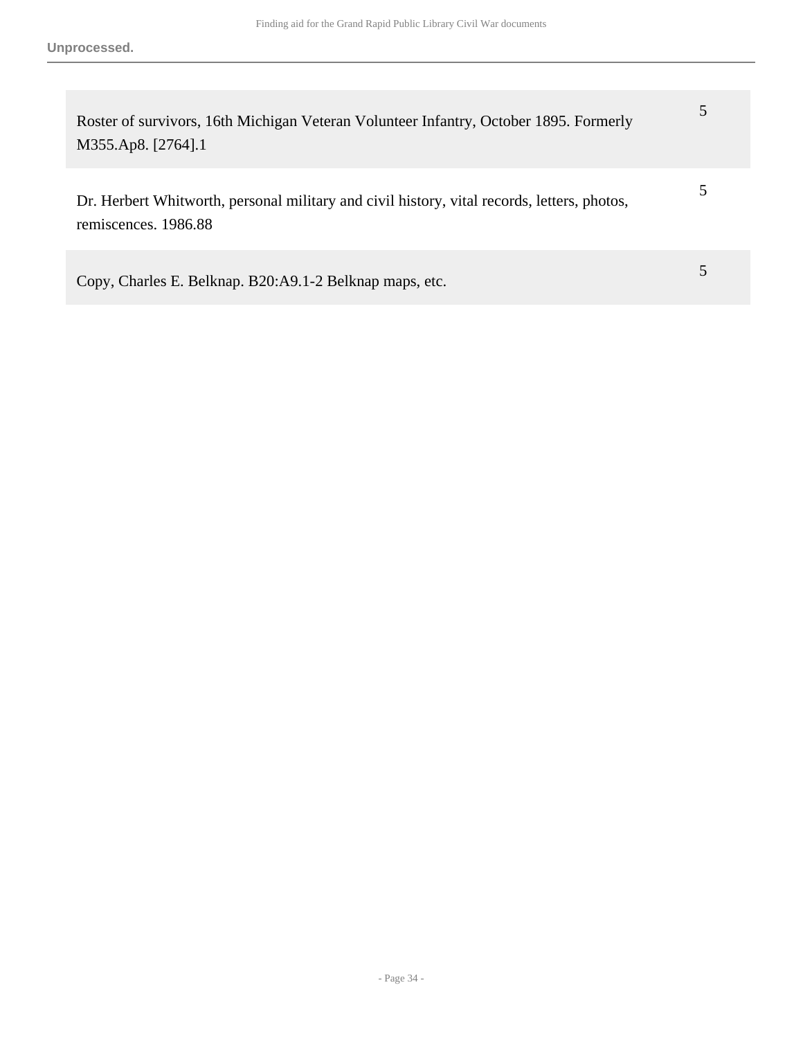**Unprocessed.**

| | |
|---|---|
| Roster of survivors, 16th Michigan Veteran Volunteer Infantry, October 1895. Formerly M355.Ap8. [2764].1 | 5 |
| Dr. Herbert Whitworth, personal military and civil history, vital records, letters, photos, remiscences. 1986.88 | 5 |
| Copy, Charles E. Belknap. B20:A9.1-2 Belknap maps, etc. | 5 |